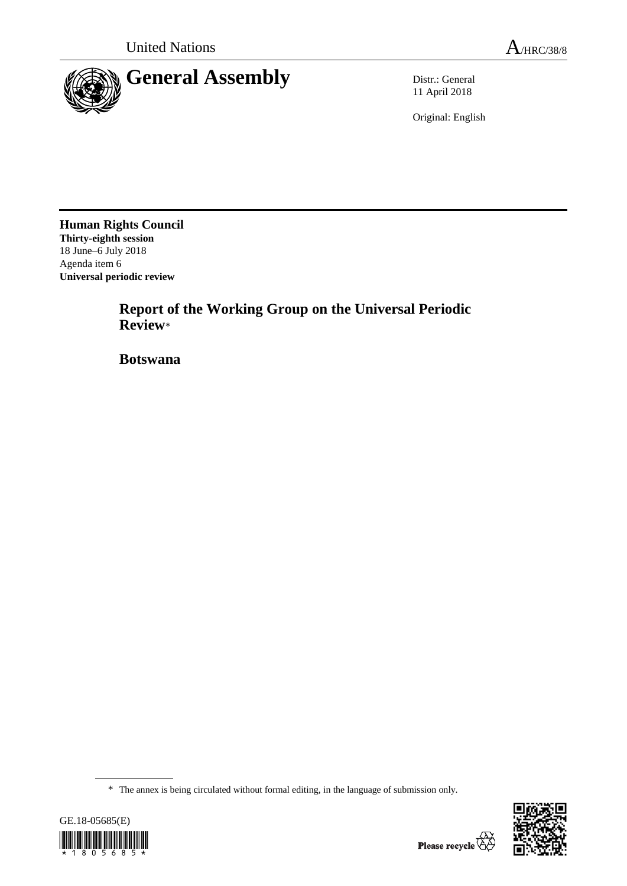United Nations

A/HRC/38/8

# General Assembly

Distr.: General
11 April 2018

Original: English

**Human Rights Council**
**Thirty-eighth session**
18 June–6 July 2018
Agenda item 6
**Universal periodic review**

## Report of the Working Group on the Universal Periodic Review*

## Botswana

* The annex is being circulated without formal editing, in the language of submission only.

GE.18-05685(E)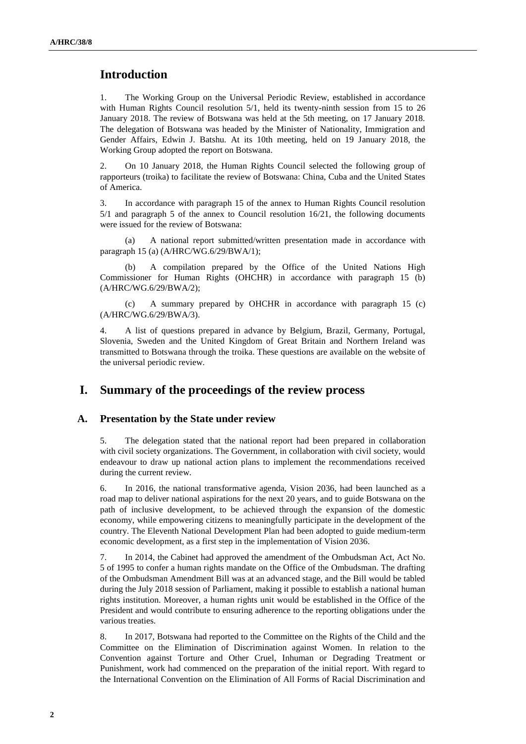## Introduction

1. The Working Group on the Universal Periodic Review, established in accordance with Human Rights Council resolution 5/1, held its twenty-ninth session from 15 to 26 January 2018. The review of Botswana was held at the 5th meeting, on 17 January 2018. The delegation of Botswana was headed by the Minister of Nationality, Immigration and Gender Affairs, Edwin J. Batshu. At its 10th meeting, held on 19 January 2018, the Working Group adopted the report on Botswana.

2. On 10 January 2018, the Human Rights Council selected the following group of rapporteurs (troika) to facilitate the review of Botswana: China, Cuba and the United States of America.

3. In accordance with paragraph 15 of the annex to Human Rights Council resolution 5/1 and paragraph 5 of the annex to Council resolution 16/21, the following documents were issued for the review of Botswana:

(a) A national report submitted/written presentation made in accordance with paragraph 15 (a) (A/HRC/WG.6/29/BWA/1);

(b) A compilation prepared by the Office of the United Nations High Commissioner for Human Rights (OHCHR) in accordance with paragraph 15 (b) (A/HRC/WG.6/29/BWA/2);

(c) A summary prepared by OHCHR in accordance with paragraph 15 (c) (A/HRC/WG.6/29/BWA/3).

4. A list of questions prepared in advance by Belgium, Brazil, Germany, Portugal, Slovenia, Sweden and the United Kingdom of Great Britain and Northern Ireland was transmitted to Botswana through the troika. These questions are available on the website of the universal periodic review.

## I. Summary of the proceedings of the review process

### A. Presentation by the State under review

5. The delegation stated that the national report had been prepared in collaboration with civil society organizations. The Government, in collaboration with civil society, would endeavour to draw up national action plans to implement the recommendations received during the current review.

6. In 2016, the national transformative agenda, Vision 2036, had been launched as a road map to deliver national aspirations for the next 20 years, and to guide Botswana on the path of inclusive development, to be achieved through the expansion of the domestic economy, while empowering citizens to meaningfully participate in the development of the country. The Eleventh National Development Plan had been adopted to guide medium-term economic development, as a first step in the implementation of Vision 2036.

7. In 2014, the Cabinet had approved the amendment of the Ombudsman Act, Act No. 5 of 1995 to confer a human rights mandate on the Office of the Ombudsman. The drafting of the Ombudsman Amendment Bill was at an advanced stage, and the Bill would be tabled during the July 2018 session of Parliament, making it possible to establish a national human rights institution. Moreover, a human rights unit would be established in the Office of the President and would contribute to ensuring adherence to the reporting obligations under the various treaties.

8. In 2017, Botswana had reported to the Committee on the Rights of the Child and the Committee on the Elimination of Discrimination against Women. In relation to the Convention against Torture and Other Cruel, Inhuman or Degrading Treatment or Punishment, work had commenced on the preparation of the initial report. With regard to the International Convention on the Elimination of All Forms of Racial Discrimination and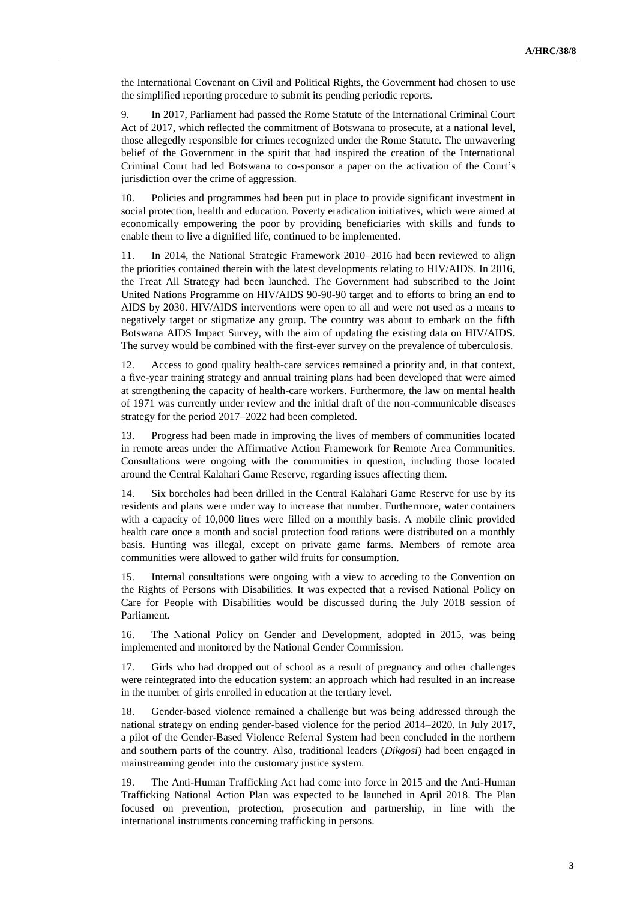the International Covenant on Civil and Political Rights, the Government had chosen to use the simplified reporting procedure to submit its pending periodic reports.

9. In 2017, Parliament had passed the Rome Statute of the International Criminal Court Act of 2017, which reflected the commitment of Botswana to prosecute, at a national level, those allegedly responsible for crimes recognized under the Rome Statute. The unwavering belief of the Government in the spirit that had inspired the creation of the International Criminal Court had led Botswana to co-sponsor a paper on the activation of the Court's jurisdiction over the crime of aggression.

10. Policies and programmes had been put in place to provide significant investment in social protection, health and education. Poverty eradication initiatives, which were aimed at economically empowering the poor by providing beneficiaries with skills and funds to enable them to live a dignified life, continued to be implemented.

11. In 2014, the National Strategic Framework 2010–2016 had been reviewed to align the priorities contained therein with the latest developments relating to HIV/AIDS. In 2016, the Treat All Strategy had been launched. The Government had subscribed to the Joint United Nations Programme on HIV/AIDS 90-90-90 target and to efforts to bring an end to AIDS by 2030. HIV/AIDS interventions were open to all and were not used as a means to negatively target or stigmatize any group. The country was about to embark on the fifth Botswana AIDS Impact Survey, with the aim of updating the existing data on HIV/AIDS. The survey would be combined with the first-ever survey on the prevalence of tuberculosis.

12. Access to good quality health-care services remained a priority and, in that context, a five-year training strategy and annual training plans had been developed that were aimed at strengthening the capacity of health-care workers. Furthermore, the law on mental health of 1971 was currently under review and the initial draft of the non-communicable diseases strategy for the period 2017–2022 had been completed.

13. Progress had been made in improving the lives of members of communities located in remote areas under the Affirmative Action Framework for Remote Area Communities. Consultations were ongoing with the communities in question, including those located around the Central Kalahari Game Reserve, regarding issues affecting them.

14. Six boreholes had been drilled in the Central Kalahari Game Reserve for use by its residents and plans were under way to increase that number. Furthermore, water containers with a capacity of 10,000 litres were filled on a monthly basis. A mobile clinic provided health care once a month and social protection food rations were distributed on a monthly basis. Hunting was illegal, except on private game farms. Members of remote area communities were allowed to gather wild fruits for consumption.

15. Internal consultations were ongoing with a view to acceding to the Convention on the Rights of Persons with Disabilities. It was expected that a revised National Policy on Care for People with Disabilities would be discussed during the July 2018 session of Parliament.

16. The National Policy on Gender and Development, adopted in 2015, was being implemented and monitored by the National Gender Commission.

17. Girls who had dropped out of school as a result of pregnancy and other challenges were reintegrated into the education system: an approach which had resulted in an increase in the number of girls enrolled in education at the tertiary level.

18. Gender-based violence remained a challenge but was being addressed through the national strategy on ending gender-based violence for the period 2014–2020. In July 2017, a pilot of the Gender-Based Violence Referral System had been concluded in the northern and southern parts of the country. Also, traditional leaders (*Dikgosi*) had been engaged in mainstreaming gender into the customary justice system.

19. The Anti-Human Trafficking Act had come into force in 2015 and the Anti-Human Trafficking National Action Plan was expected to be launched in April 2018. The Plan focused on prevention, protection, prosecution and partnership, in line with the international instruments concerning trafficking in persons.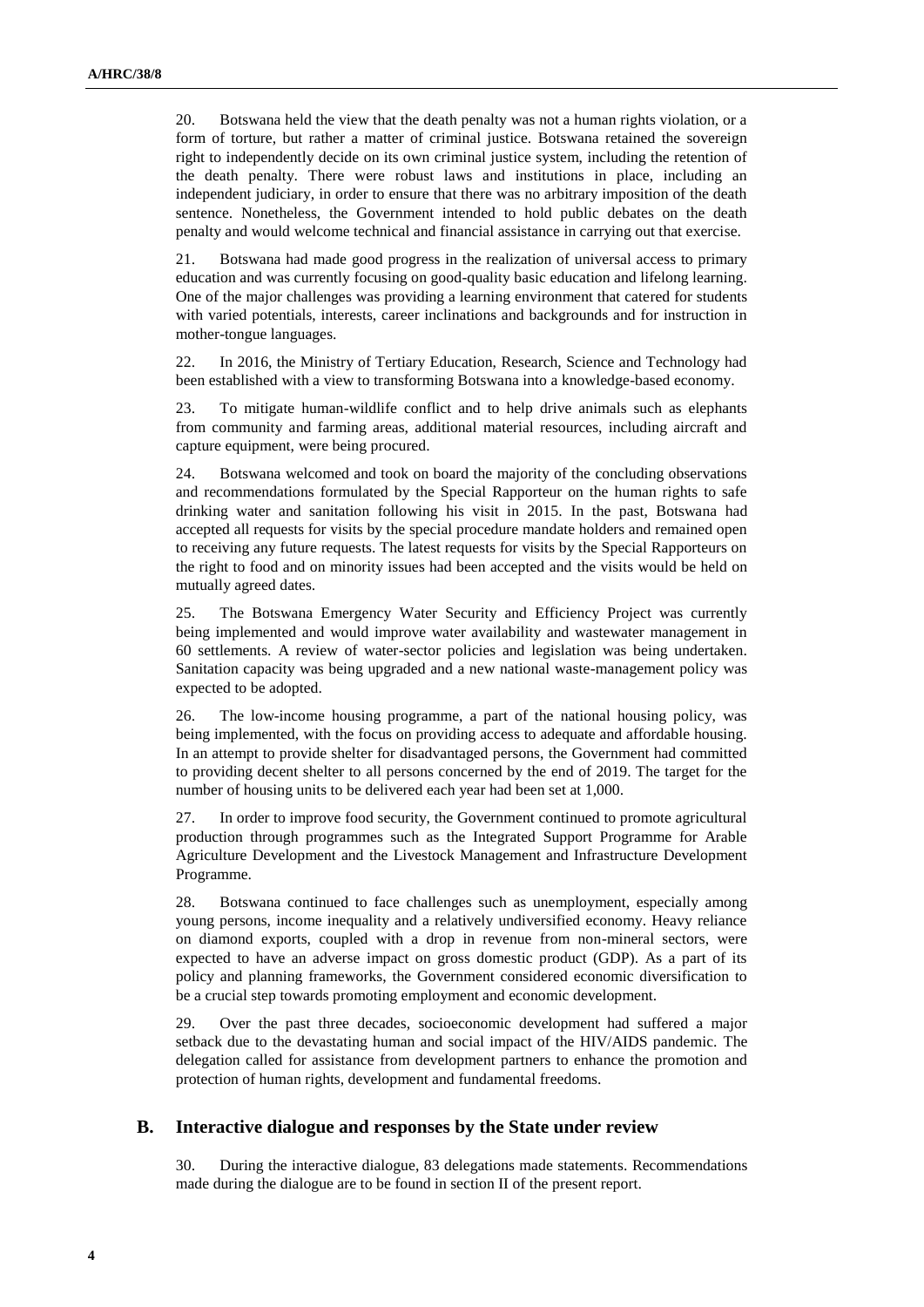20. Botswana held the view that the death penalty was not a human rights violation, or a form of torture, but rather a matter of criminal justice. Botswana retained the sovereign right to independently decide on its own criminal justice system, including the retention of the death penalty. There were robust laws and institutions in place, including an independent judiciary, in order to ensure that there was no arbitrary imposition of the death sentence. Nonetheless, the Government intended to hold public debates on the death penalty and would welcome technical and financial assistance in carrying out that exercise.

21. Botswana had made good progress in the realization of universal access to primary education and was currently focusing on good-quality basic education and lifelong learning. One of the major challenges was providing a learning environment that catered for students with varied potentials, interests, career inclinations and backgrounds and for instruction in mother-tongue languages.

22. In 2016, the Ministry of Tertiary Education, Research, Science and Technology had been established with a view to transforming Botswana into a knowledge-based economy.

23. To mitigate human-wildlife conflict and to help drive animals such as elephants from community and farming areas, additional material resources, including aircraft and capture equipment, were being procured.

24. Botswana welcomed and took on board the majority of the concluding observations and recommendations formulated by the Special Rapporteur on the human rights to safe drinking water and sanitation following his visit in 2015. In the past, Botswana had accepted all requests for visits by the special procedure mandate holders and remained open to receiving any future requests. The latest requests for visits by the Special Rapporteurs on the right to food and on minority issues had been accepted and the visits would be held on mutually agreed dates.

25. The Botswana Emergency Water Security and Efficiency Project was currently being implemented and would improve water availability and wastewater management in 60 settlements. A review of water-sector policies and legislation was being undertaken. Sanitation capacity was being upgraded and a new national waste-management policy was expected to be adopted.

26. The low-income housing programme, a part of the national housing policy, was being implemented, with the focus on providing access to adequate and affordable housing. In an attempt to provide shelter for disadvantaged persons, the Government had committed to providing decent shelter to all persons concerned by the end of 2019. The target for the number of housing units to be delivered each year had been set at 1,000.

27. In order to improve food security, the Government continued to promote agricultural production through programmes such as the Integrated Support Programme for Arable Agriculture Development and the Livestock Management and Infrastructure Development Programme.

28. Botswana continued to face challenges such as unemployment, especially among young persons, income inequality and a relatively undiversified economy. Heavy reliance on diamond exports, coupled with a drop in revenue from non-mineral sectors, were expected to have an adverse impact on gross domestic product (GDP). As a part of its policy and planning frameworks, the Government considered economic diversification to be a crucial step towards promoting employment and economic development.

29. Over the past three decades, socioeconomic development had suffered a major setback due to the devastating human and social impact of the HIV/AIDS pandemic. The delegation called for assistance from development partners to enhance the promotion and protection of human rights, development and fundamental freedoms.

## B. Interactive dialogue and responses by the State under review

30. During the interactive dialogue, 83 delegations made statements. Recommendations made during the dialogue are to be found in section II of the present report.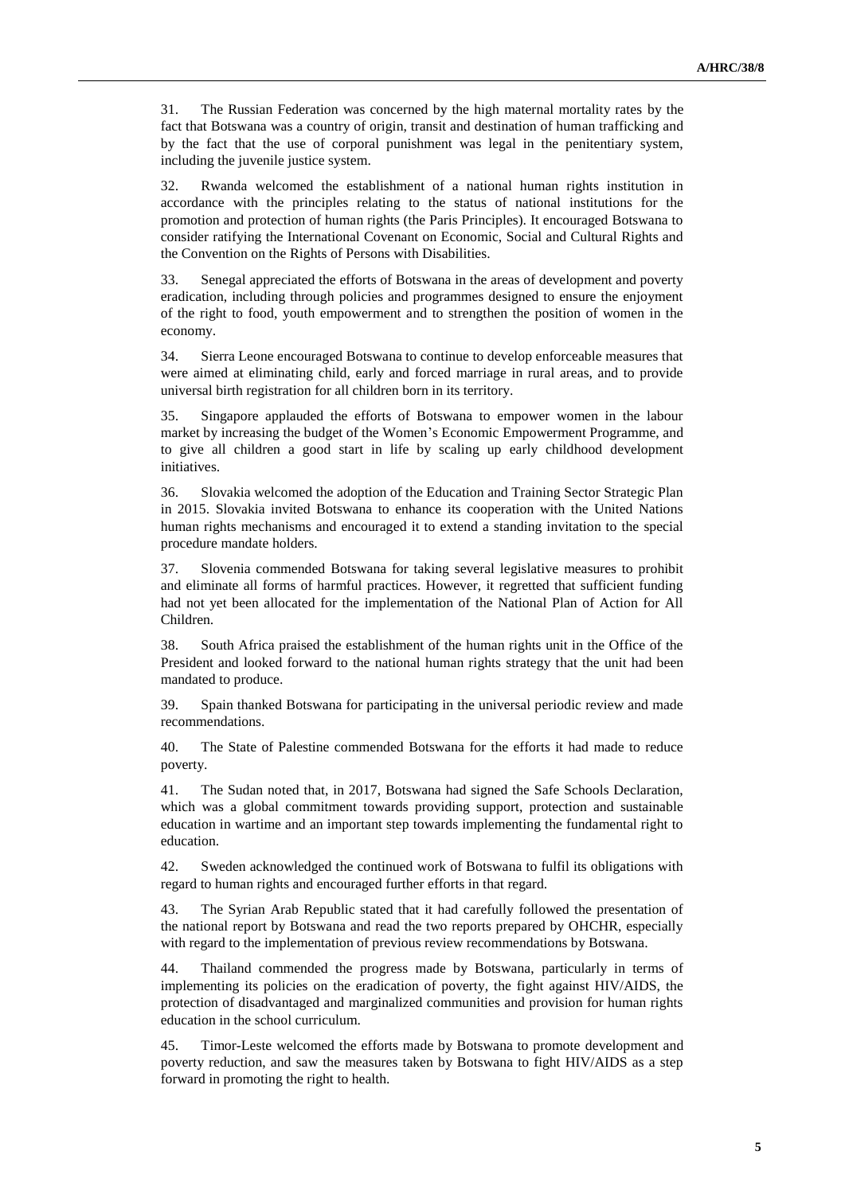31. The Russian Federation was concerned by the high maternal mortality rates by the fact that Botswana was a country of origin, transit and destination of human trafficking and by the fact that the use of corporal punishment was legal in the penitentiary system, including the juvenile justice system.

32. Rwanda welcomed the establishment of a national human rights institution in accordance with the principles relating to the status of national institutions for the promotion and protection of human rights (the Paris Principles). It encouraged Botswana to consider ratifying the International Covenant on Economic, Social and Cultural Rights and the Convention on the Rights of Persons with Disabilities.

33. Senegal appreciated the efforts of Botswana in the areas of development and poverty eradication, including through policies and programmes designed to ensure the enjoyment of the right to food, youth empowerment and to strengthen the position of women in the economy.

34. Sierra Leone encouraged Botswana to continue to develop enforceable measures that were aimed at eliminating child, early and forced marriage in rural areas, and to provide universal birth registration for all children born in its territory.

35. Singapore applauded the efforts of Botswana to empower women in the labour market by increasing the budget of the Women's Economic Empowerment Programme, and to give all children a good start in life by scaling up early childhood development initiatives.

36. Slovakia welcomed the adoption of the Education and Training Sector Strategic Plan in 2015. Slovakia invited Botswana to enhance its cooperation with the United Nations human rights mechanisms and encouraged it to extend a standing invitation to the special procedure mandate holders.

37. Slovenia commended Botswana for taking several legislative measures to prohibit and eliminate all forms of harmful practices. However, it regretted that sufficient funding had not yet been allocated for the implementation of the National Plan of Action for All Children.

38. South Africa praised the establishment of the human rights unit in the Office of the President and looked forward to the national human rights strategy that the unit had been mandated to produce.

39. Spain thanked Botswana for participating in the universal periodic review and made recommendations.

40. The State of Palestine commended Botswana for the efforts it had made to reduce poverty.

41. The Sudan noted that, in 2017, Botswana had signed the Safe Schools Declaration, which was a global commitment towards providing support, protection and sustainable education in wartime and an important step towards implementing the fundamental right to education.

42. Sweden acknowledged the continued work of Botswana to fulfil its obligations with regard to human rights and encouraged further efforts in that regard.

43. The Syrian Arab Republic stated that it had carefully followed the presentation of the national report by Botswana and read the two reports prepared by OHCHR, especially with regard to the implementation of previous review recommendations by Botswana.

44. Thailand commended the progress made by Botswana, particularly in terms of implementing its policies on the eradication of poverty, the fight against HIV/AIDS, the protection of disadvantaged and marginalized communities and provision for human rights education in the school curriculum.

45. Timor-Leste welcomed the efforts made by Botswana to promote development and poverty reduction, and saw the measures taken by Botswana to fight HIV/AIDS as a step forward in promoting the right to health.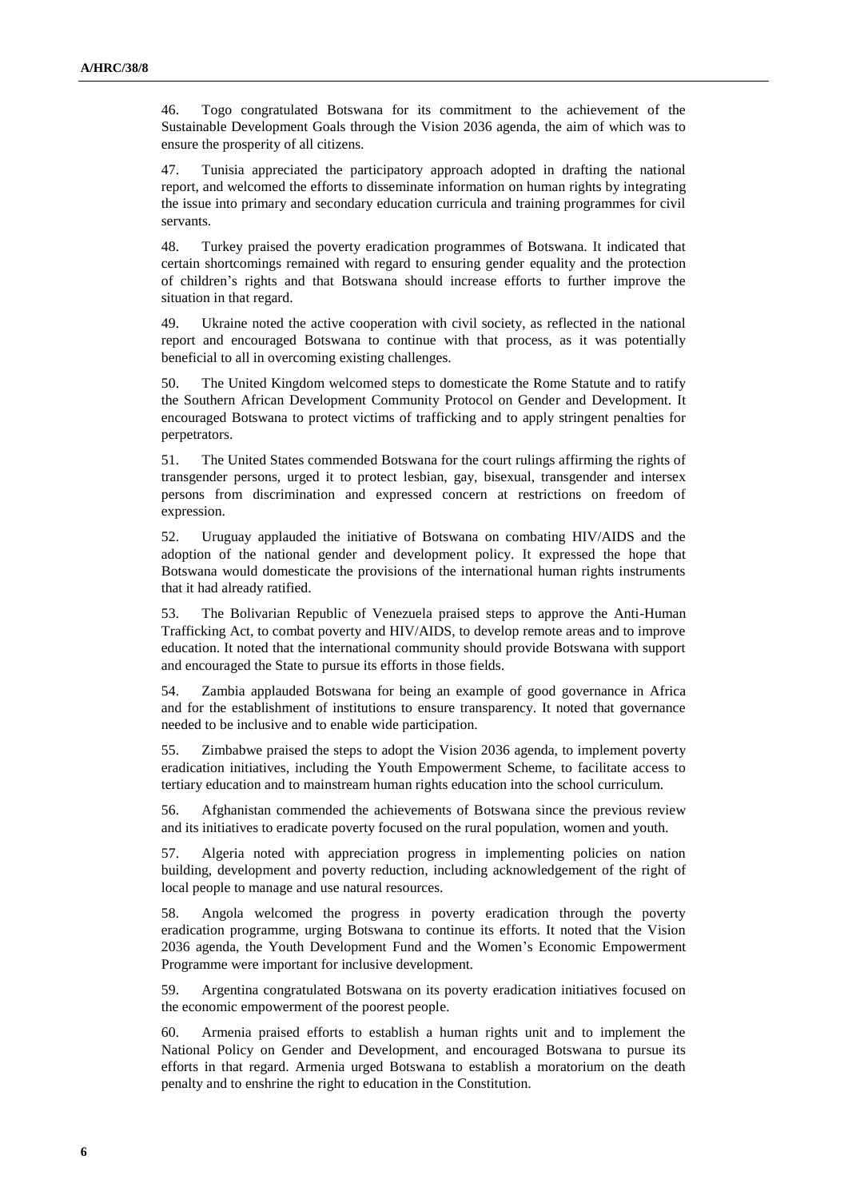46. Togo congratulated Botswana for its commitment to the achievement of the Sustainable Development Goals through the Vision 2036 agenda, the aim of which was to ensure the prosperity of all citizens.

47. Tunisia appreciated the participatory approach adopted in drafting the national report, and welcomed the efforts to disseminate information on human rights by integrating the issue into primary and secondary education curricula and training programmes for civil servants.

48. Turkey praised the poverty eradication programmes of Botswana. It indicated that certain shortcomings remained with regard to ensuring gender equality and the protection of children's rights and that Botswana should increase efforts to further improve the situation in that regard.

49. Ukraine noted the active cooperation with civil society, as reflected in the national report and encouraged Botswana to continue with that process, as it was potentially beneficial to all in overcoming existing challenges.

50. The United Kingdom welcomed steps to domesticate the Rome Statute and to ratify the Southern African Development Community Protocol on Gender and Development. It encouraged Botswana to protect victims of trafficking and to apply stringent penalties for perpetrators.

51. The United States commended Botswana for the court rulings affirming the rights of transgender persons, urged it to protect lesbian, gay, bisexual, transgender and intersex persons from discrimination and expressed concern at restrictions on freedom of expression.

52. Uruguay applauded the initiative of Botswana on combating HIV/AIDS and the adoption of the national gender and development policy. It expressed the hope that Botswana would domesticate the provisions of the international human rights instruments that it had already ratified.

53. The Bolivarian Republic of Venezuela praised steps to approve the Anti-Human Trafficking Act, to combat poverty and HIV/AIDS, to develop remote areas and to improve education. It noted that the international community should provide Botswana with support and encouraged the State to pursue its efforts in those fields.

54. Zambia applauded Botswana for being an example of good governance in Africa and for the establishment of institutions to ensure transparency. It noted that governance needed to be inclusive and to enable wide participation.

55. Zimbabwe praised the steps to adopt the Vision 2036 agenda, to implement poverty eradication initiatives, including the Youth Empowerment Scheme, to facilitate access to tertiary education and to mainstream human rights education into the school curriculum.

56. Afghanistan commended the achievements of Botswana since the previous review and its initiatives to eradicate poverty focused on the rural population, women and youth.

57. Algeria noted with appreciation progress in implementing policies on nation building, development and poverty reduction, including acknowledgement of the right of local people to manage and use natural resources.

58. Angola welcomed the progress in poverty eradication through the poverty eradication programme, urging Botswana to continue its efforts. It noted that the Vision 2036 agenda, the Youth Development Fund and the Women's Economic Empowerment Programme were important for inclusive development.

59. Argentina congratulated Botswana on its poverty eradication initiatives focused on the economic empowerment of the poorest people.

60. Armenia praised efforts to establish a human rights unit and to implement the National Policy on Gender and Development, and encouraged Botswana to pursue its efforts in that regard. Armenia urged Botswana to establish a moratorium on the death penalty and to enshrine the right to education in the Constitution.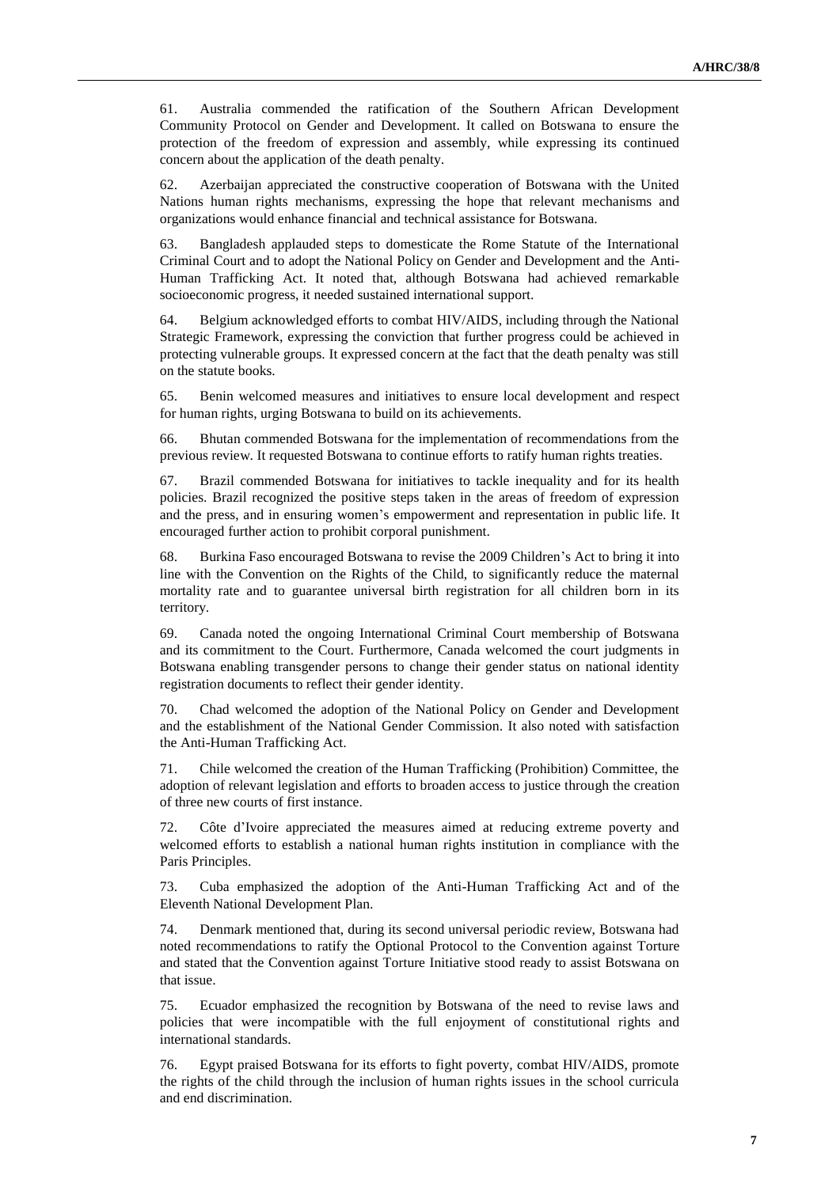61. Australia commended the ratification of the Southern African Development Community Protocol on Gender and Development. It called on Botswana to ensure the protection of the freedom of expression and assembly, while expressing its continued concern about the application of the death penalty.

62. Azerbaijan appreciated the constructive cooperation of Botswana with the United Nations human rights mechanisms, expressing the hope that relevant mechanisms and organizations would enhance financial and technical assistance for Botswana.

63. Bangladesh applauded steps to domesticate the Rome Statute of the International Criminal Court and to adopt the National Policy on Gender and Development and the Anti-Human Trafficking Act. It noted that, although Botswana had achieved remarkable socioeconomic progress, it needed sustained international support.

64. Belgium acknowledged efforts to combat HIV/AIDS, including through the National Strategic Framework, expressing the conviction that further progress could be achieved in protecting vulnerable groups. It expressed concern at the fact that the death penalty was still on the statute books.

65. Benin welcomed measures and initiatives to ensure local development and respect for human rights, urging Botswana to build on its achievements.

66. Bhutan commended Botswana for the implementation of recommendations from the previous review. It requested Botswana to continue efforts to ratify human rights treaties.

67. Brazil commended Botswana for initiatives to tackle inequality and for its health policies. Brazil recognized the positive steps taken in the areas of freedom of expression and the press, and in ensuring women's empowerment and representation in public life. It encouraged further action to prohibit corporal punishment.

68. Burkina Faso encouraged Botswana to revise the 2009 Children's Act to bring it into line with the Convention on the Rights of the Child, to significantly reduce the maternal mortality rate and to guarantee universal birth registration for all children born in its territory.

69. Canada noted the ongoing International Criminal Court membership of Botswana and its commitment to the Court. Furthermore, Canada welcomed the court judgments in Botswana enabling transgender persons to change their gender status on national identity registration documents to reflect their gender identity.

70. Chad welcomed the adoption of the National Policy on Gender and Development and the establishment of the National Gender Commission. It also noted with satisfaction the Anti-Human Trafficking Act.

71. Chile welcomed the creation of the Human Trafficking (Prohibition) Committee, the adoption of relevant legislation and efforts to broaden access to justice through the creation of three new courts of first instance.

72. Côte d'Ivoire appreciated the measures aimed at reducing extreme poverty and welcomed efforts to establish a national human rights institution in compliance with the Paris Principles.

73. Cuba emphasized the adoption of the Anti-Human Trafficking Act and of the Eleventh National Development Plan.

74. Denmark mentioned that, during its second universal periodic review, Botswana had noted recommendations to ratify the Optional Protocol to the Convention against Torture and stated that the Convention against Torture Initiative stood ready to assist Botswana on that issue.

75. Ecuador emphasized the recognition by Botswana of the need to revise laws and policies that were incompatible with the full enjoyment of constitutional rights and international standards.

76. Egypt praised Botswana for its efforts to fight poverty, combat HIV/AIDS, promote the rights of the child through the inclusion of human rights issues in the school curricula and end discrimination.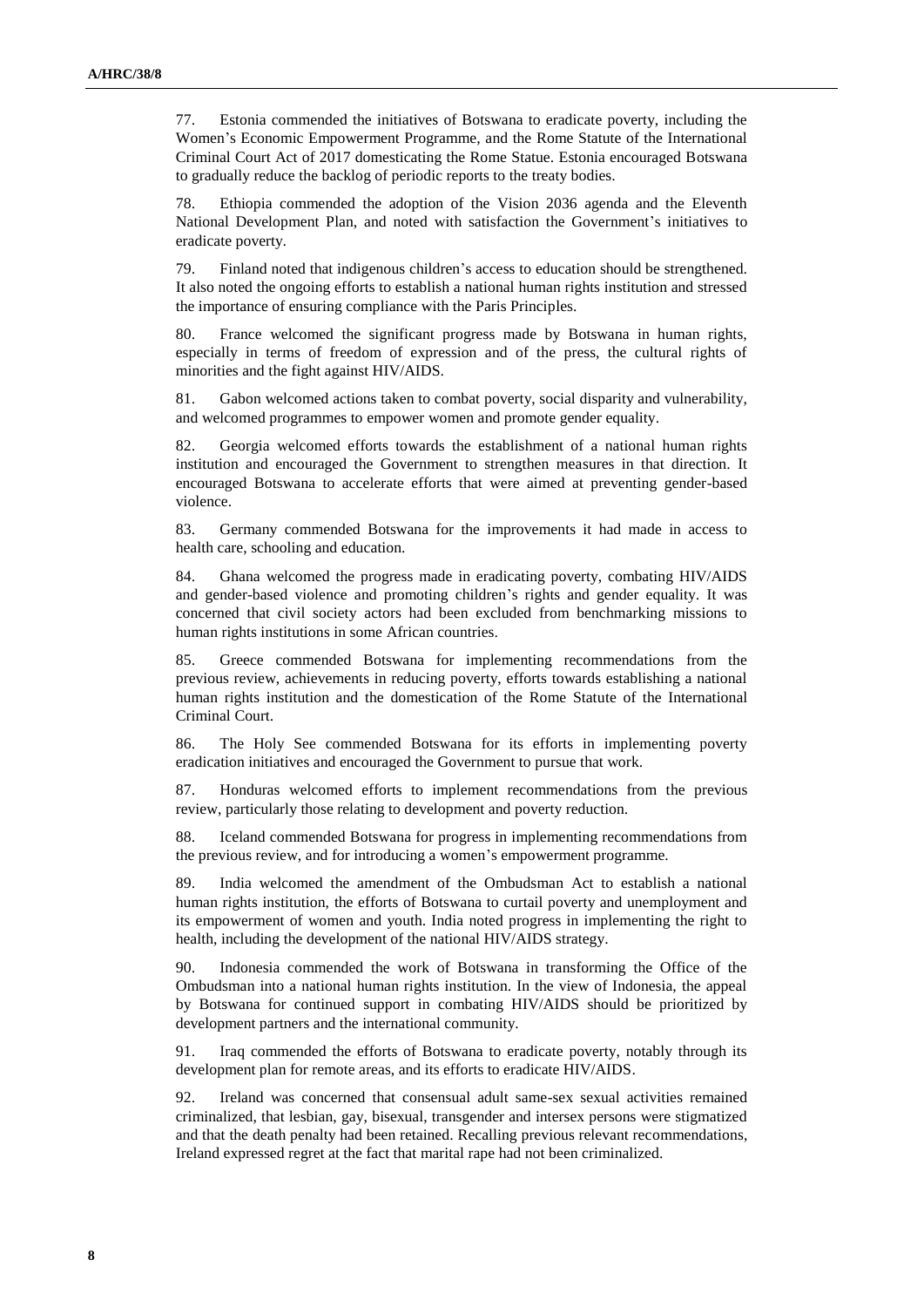77. Estonia commended the initiatives of Botswana to eradicate poverty, including the Women's Economic Empowerment Programme, and the Rome Statute of the International Criminal Court Act of 2017 domesticating the Rome Statue. Estonia encouraged Botswana to gradually reduce the backlog of periodic reports to the treaty bodies.

78. Ethiopia commended the adoption of the Vision 2036 agenda and the Eleventh National Development Plan, and noted with satisfaction the Government's initiatives to eradicate poverty.

79. Finland noted that indigenous children's access to education should be strengthened. It also noted the ongoing efforts to establish a national human rights institution and stressed the importance of ensuring compliance with the Paris Principles.

80. France welcomed the significant progress made by Botswana in human rights, especially in terms of freedom of expression and of the press, the cultural rights of minorities and the fight against HIV/AIDS.

81. Gabon welcomed actions taken to combat poverty, social disparity and vulnerability, and welcomed programmes to empower women and promote gender equality.

82. Georgia welcomed efforts towards the establishment of a national human rights institution and encouraged the Government to strengthen measures in that direction. It encouraged Botswana to accelerate efforts that were aimed at preventing gender-based violence.

83. Germany commended Botswana for the improvements it had made in access to health care, schooling and education.

84. Ghana welcomed the progress made in eradicating poverty, combating HIV/AIDS and gender-based violence and promoting children's rights and gender equality. It was concerned that civil society actors had been excluded from benchmarking missions to human rights institutions in some African countries.

85. Greece commended Botswana for implementing recommendations from the previous review, achievements in reducing poverty, efforts towards establishing a national human rights institution and the domestication of the Rome Statute of the International Criminal Court.

86. The Holy See commended Botswana for its efforts in implementing poverty eradication initiatives and encouraged the Government to pursue that work.

87. Honduras welcomed efforts to implement recommendations from the previous review, particularly those relating to development and poverty reduction.

88. Iceland commended Botswana for progress in implementing recommendations from the previous review, and for introducing a women's empowerment programme.

89. India welcomed the amendment of the Ombudsman Act to establish a national human rights institution, the efforts of Botswana to curtail poverty and unemployment and its empowerment of women and youth. India noted progress in implementing the right to health, including the development of the national HIV/AIDS strategy.

90. Indonesia commended the work of Botswana in transforming the Office of the Ombudsman into a national human rights institution. In the view of Indonesia, the appeal by Botswana for continued support in combating HIV/AIDS should be prioritized by development partners and the international community.

91. Iraq commended the efforts of Botswana to eradicate poverty, notably through its development plan for remote areas, and its efforts to eradicate HIV/AIDS.

92. Ireland was concerned that consensual adult same-sex sexual activities remained criminalized, that lesbian, gay, bisexual, transgender and intersex persons were stigmatized and that the death penalty had been retained. Recalling previous relevant recommendations, Ireland expressed regret at the fact that marital rape had not been criminalized.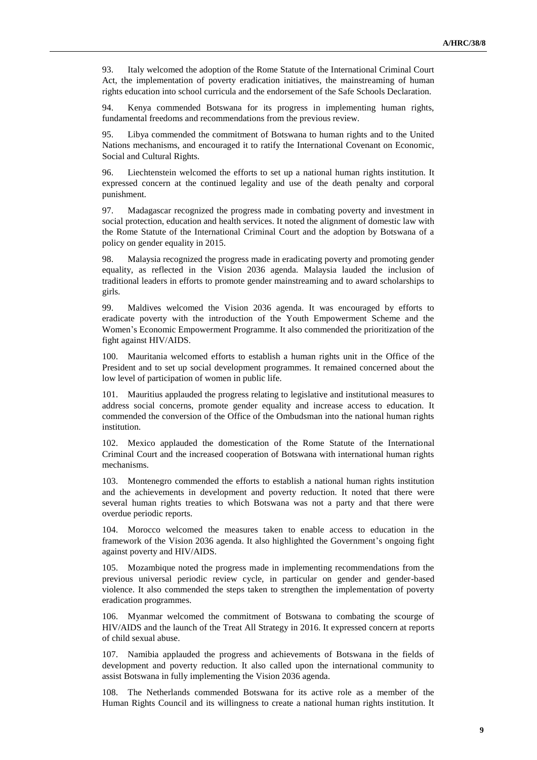93. Italy welcomed the adoption of the Rome Statute of the International Criminal Court Act, the implementation of poverty eradication initiatives, the mainstreaming of human rights education into school curricula and the endorsement of the Safe Schools Declaration.

94. Kenya commended Botswana for its progress in implementing human rights, fundamental freedoms and recommendations from the previous review.

95. Libya commended the commitment of Botswana to human rights and to the United Nations mechanisms, and encouraged it to ratify the International Covenant on Economic, Social and Cultural Rights.

96. Liechtenstein welcomed the efforts to set up a national human rights institution. It expressed concern at the continued legality and use of the death penalty and corporal punishment.

97. Madagascar recognized the progress made in combating poverty and investment in social protection, education and health services. It noted the alignment of domestic law with the Rome Statute of the International Criminal Court and the adoption by Botswana of a policy on gender equality in 2015.

98. Malaysia recognized the progress made in eradicating poverty and promoting gender equality, as reflected in the Vision 2036 agenda. Malaysia lauded the inclusion of traditional leaders in efforts to promote gender mainstreaming and to award scholarships to girls.

99. Maldives welcomed the Vision 2036 agenda. It was encouraged by efforts to eradicate poverty with the introduction of the Youth Empowerment Scheme and the Women's Economic Empowerment Programme. It also commended the prioritization of the fight against HIV/AIDS.

100. Mauritania welcomed efforts to establish a human rights unit in the Office of the President and to set up social development programmes. It remained concerned about the low level of participation of women in public life.

101. Mauritius applauded the progress relating to legislative and institutional measures to address social concerns, promote gender equality and increase access to education. It commended the conversion of the Office of the Ombudsman into the national human rights institution.

102. Mexico applauded the domestication of the Rome Statute of the International Criminal Court and the increased cooperation of Botswana with international human rights mechanisms.

103. Montenegro commended the efforts to establish a national human rights institution and the achievements in development and poverty reduction. It noted that there were several human rights treaties to which Botswana was not a party and that there were overdue periodic reports.

104. Morocco welcomed the measures taken to enable access to education in the framework of the Vision 2036 agenda. It also highlighted the Government's ongoing fight against poverty and HIV/AIDS.

105. Mozambique noted the progress made in implementing recommendations from the previous universal periodic review cycle, in particular on gender and gender-based violence. It also commended the steps taken to strengthen the implementation of poverty eradication programmes.

106. Myanmar welcomed the commitment of Botswana to combating the scourge of HIV/AIDS and the launch of the Treat All Strategy in 2016. It expressed concern at reports of child sexual abuse.

107. Namibia applauded the progress and achievements of Botswana in the fields of development and poverty reduction. It also called upon the international community to assist Botswana in fully implementing the Vision 2036 agenda.

108. The Netherlands commended Botswana for its active role as a member of the Human Rights Council and its willingness to create a national human rights institution. It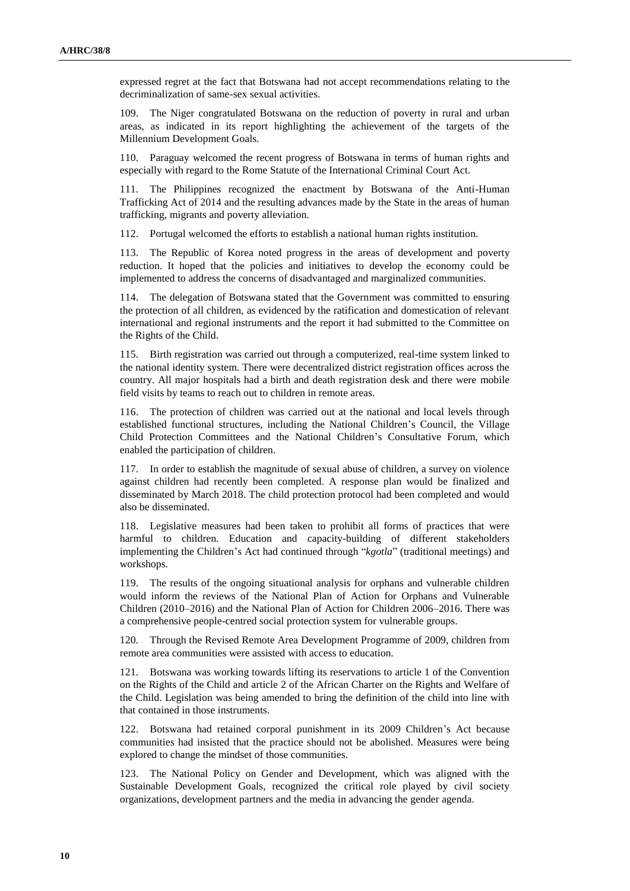expressed regret at the fact that Botswana had not accept recommendations relating to the decriminalization of same-sex sexual activities.

109. The Niger congratulated Botswana on the reduction of poverty in rural and urban areas, as indicated in its report highlighting the achievement of the targets of the Millennium Development Goals.

110. Paraguay welcomed the recent progress of Botswana in terms of human rights and especially with regard to the Rome Statute of the International Criminal Court Act.

111. The Philippines recognized the enactment by Botswana of the Anti-Human Trafficking Act of 2014 and the resulting advances made by the State in the areas of human trafficking, migrants and poverty alleviation.

112. Portugal welcomed the efforts to establish a national human rights institution.

113. The Republic of Korea noted progress in the areas of development and poverty reduction. It hoped that the policies and initiatives to develop the economy could be implemented to address the concerns of disadvantaged and marginalized communities.

114. The delegation of Botswana stated that the Government was committed to ensuring the protection of all children, as evidenced by the ratification and domestication of relevant international and regional instruments and the report it had submitted to the Committee on the Rights of the Child.

115. Birth registration was carried out through a computerized, real-time system linked to the national identity system. There were decentralized district registration offices across the country. All major hospitals had a birth and death registration desk and there were mobile field visits by teams to reach out to children in remote areas.

116. The protection of children was carried out at the national and local levels through established functional structures, including the National Children's Council, the Village Child Protection Committees and the National Children's Consultative Forum, which enabled the participation of children.

117. In order to establish the magnitude of sexual abuse of children, a survey on violence against children had recently been completed. A response plan would be finalized and disseminated by March 2018. The child protection protocol had been completed and would also be disseminated.

118. Legislative measures had been taken to prohibit all forms of practices that were harmful to children. Education and capacity-building of different stakeholders implementing the Children's Act had continued through "*kgotla*" (traditional meetings) and workshops.

119. The results of the ongoing situational analysis for orphans and vulnerable children would inform the reviews of the National Plan of Action for Orphans and Vulnerable Children (2010–2016) and the National Plan of Action for Children 2006–2016. There was a comprehensive people-centred social protection system for vulnerable groups.

120. Through the Revised Remote Area Development Programme of 2009, children from remote area communities were assisted with access to education.

121. Botswana was working towards lifting its reservations to article 1 of the Convention on the Rights of the Child and article 2 of the African Charter on the Rights and Welfare of the Child. Legislation was being amended to bring the definition of the child into line with that contained in those instruments.

122. Botswana had retained corporal punishment in its 2009 Children's Act because communities had insisted that the practice should not be abolished. Measures were being explored to change the mindset of those communities.

123. The National Policy on Gender and Development, which was aligned with the Sustainable Development Goals, recognized the critical role played by civil society organizations, development partners and the media in advancing the gender agenda.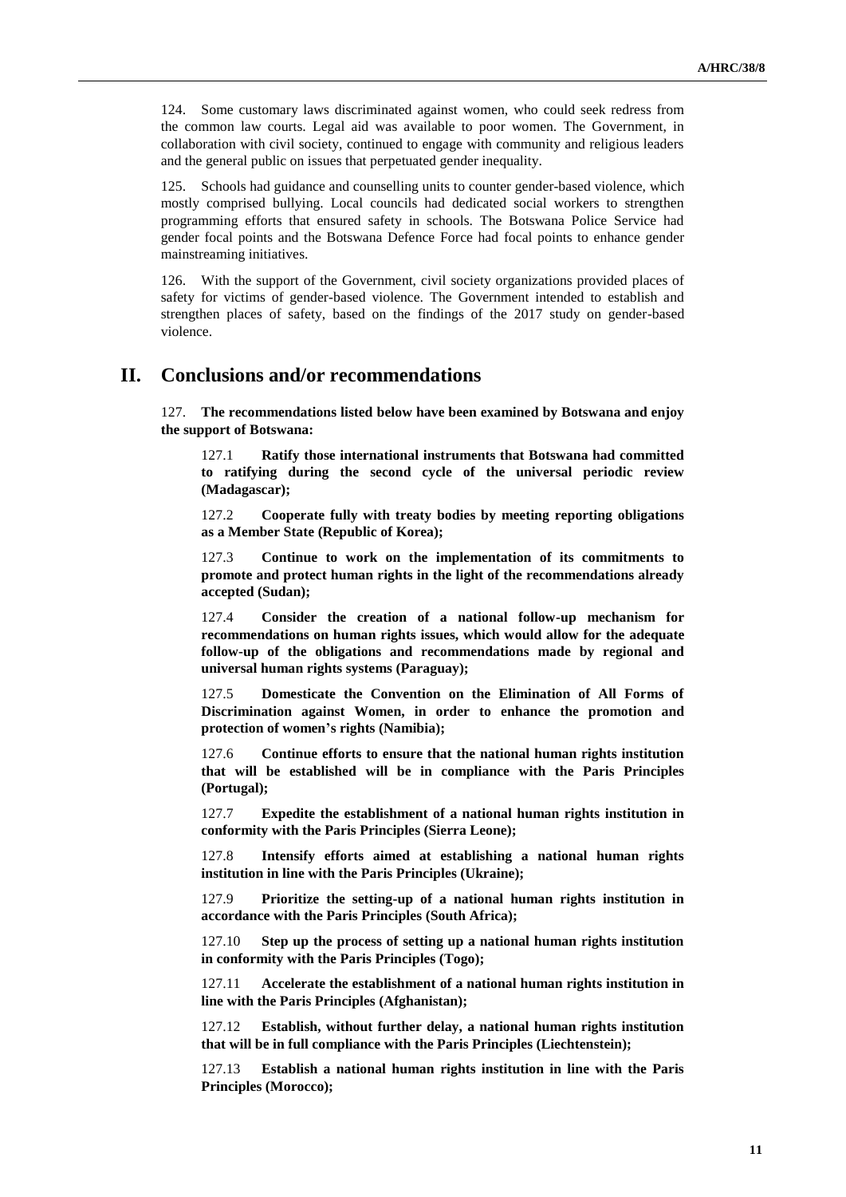124. Some customary laws discriminated against women, who could seek redress from the common law courts. Legal aid was available to poor women. The Government, in collaboration with civil society, continued to engage with community and religious leaders and the general public on issues that perpetuated gender inequality.

125. Schools had guidance and counselling units to counter gender-based violence, which mostly comprised bullying. Local councils had dedicated social workers to strengthen programming efforts that ensured safety in schools. The Botswana Police Service had gender focal points and the Botswana Defence Force had focal points to enhance gender mainstreaming initiatives.

126. With the support of the Government, civil society organizations provided places of safety for victims of gender-based violence. The Government intended to establish and strengthen places of safety, based on the findings of the 2017 study on gender-based violence.

# II. Conclusions and/or recommendations

127. **The recommendations listed below have been examined by Botswana and enjoy the support of Botswana:**

127.1 **Ratify those international instruments that Botswana had committed to ratifying during the second cycle of the universal periodic review (Madagascar);**

127.2 **Cooperate fully with treaty bodies by meeting reporting obligations as a Member State (Republic of Korea);**

127.3 **Continue to work on the implementation of its commitments to promote and protect human rights in the light of the recommendations already accepted (Sudan);**

127.4 **Consider the creation of a national follow-up mechanism for recommendations on human rights issues, which would allow for the adequate follow-up of the obligations and recommendations made by regional and universal human rights systems (Paraguay);**

127.5 **Domesticate the Convention on the Elimination of All Forms of Discrimination against Women, in order to enhance the promotion and protection of women's rights (Namibia);**

127.6 **Continue efforts to ensure that the national human rights institution that will be established will be in compliance with the Paris Principles (Portugal);**

127.7 **Expedite the establishment of a national human rights institution in conformity with the Paris Principles (Sierra Leone);**

127.8 **Intensify efforts aimed at establishing a national human rights institution in line with the Paris Principles (Ukraine);**

127.9 **Prioritize the setting-up of a national human rights institution in accordance with the Paris Principles (South Africa);**

127.10 **Step up the process of setting up a national human rights institution in conformity with the Paris Principles (Togo);**

127.11 **Accelerate the establishment of a national human rights institution in line with the Paris Principles (Afghanistan);**

127.12 **Establish, without further delay, a national human rights institution that will be in full compliance with the Paris Principles (Liechtenstein);**

127.13 **Establish a national human rights institution in line with the Paris Principles (Morocco);**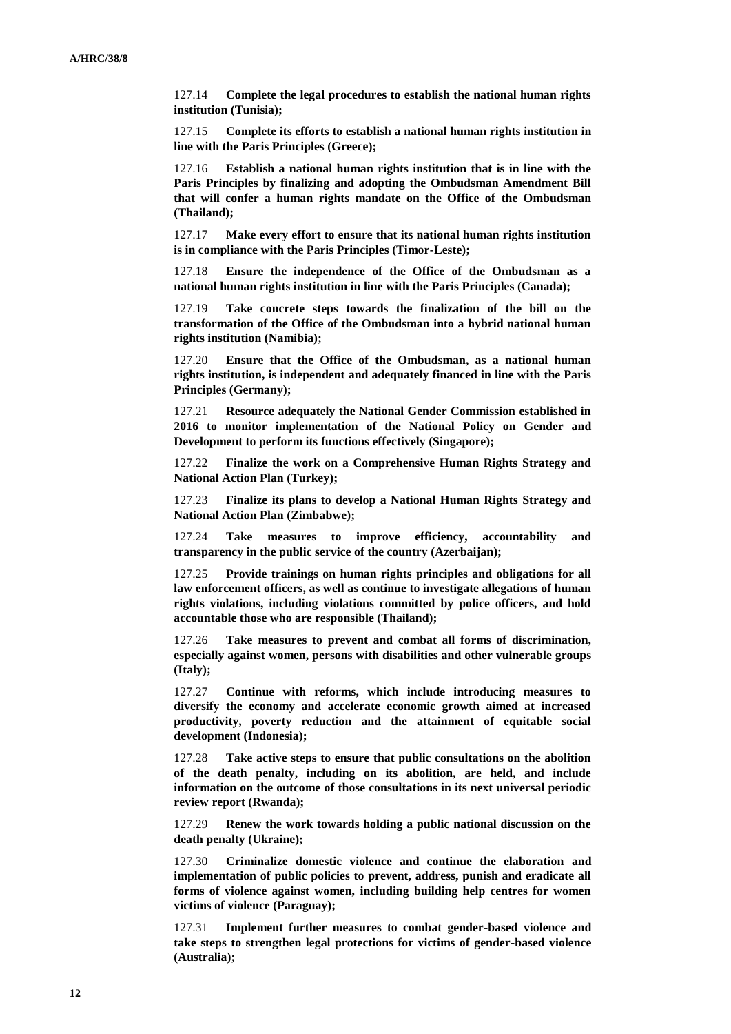127.14 **Complete the legal procedures to establish the national human rights institution (Tunisia);**

127.15 **Complete its efforts to establish a national human rights institution in line with the Paris Principles (Greece);**

127.16 **Establish a national human rights institution that is in line with the Paris Principles by finalizing and adopting the Ombudsman Amendment Bill that will confer a human rights mandate on the Office of the Ombudsman (Thailand);**

127.17 **Make every effort to ensure that its national human rights institution is in compliance with the Paris Principles (Timor-Leste);**

127.18 **Ensure the independence of the Office of the Ombudsman as a national human rights institution in line with the Paris Principles (Canada);**

127.19 **Take concrete steps towards the finalization of the bill on the transformation of the Office of the Ombudsman into a hybrid national human rights institution (Namibia);**

127.20 **Ensure that the Office of the Ombudsman, as a national human rights institution, is independent and adequately financed in line with the Paris Principles (Germany);**

127.21 **Resource adequately the National Gender Commission established in 2016 to monitor implementation of the National Policy on Gender and Development to perform its functions effectively (Singapore);**

127.22 **Finalize the work on a Comprehensive Human Rights Strategy and National Action Plan (Turkey);**

127.23 **Finalize its plans to develop a National Human Rights Strategy and National Action Plan (Zimbabwe);**

127.24 **Take measures to improve efficiency, accountability and transparency in the public service of the country (Azerbaijan);**

127.25 **Provide trainings on human rights principles and obligations for all law enforcement officers, as well as continue to investigate allegations of human rights violations, including violations committed by police officers, and hold accountable those who are responsible (Thailand);**

127.26 **Take measures to prevent and combat all forms of discrimination, especially against women, persons with disabilities and other vulnerable groups (Italy);**

127.27 **Continue with reforms, which include introducing measures to diversify the economy and accelerate economic growth aimed at increased productivity, poverty reduction and the attainment of equitable social development (Indonesia);**

127.28 **Take active steps to ensure that public consultations on the abolition of the death penalty, including on its abolition, are held, and include information on the outcome of those consultations in its next universal periodic review report (Rwanda);**

127.29 **Renew the work towards holding a public national discussion on the death penalty (Ukraine);**

127.30 **Criminalize domestic violence and continue the elaboration and implementation of public policies to prevent, address, punish and eradicate all forms of violence against women, including building help centres for women victims of violence (Paraguay);**

127.31 **Implement further measures to combat gender-based violence and take steps to strengthen legal protections for victims of gender-based violence (Australia);**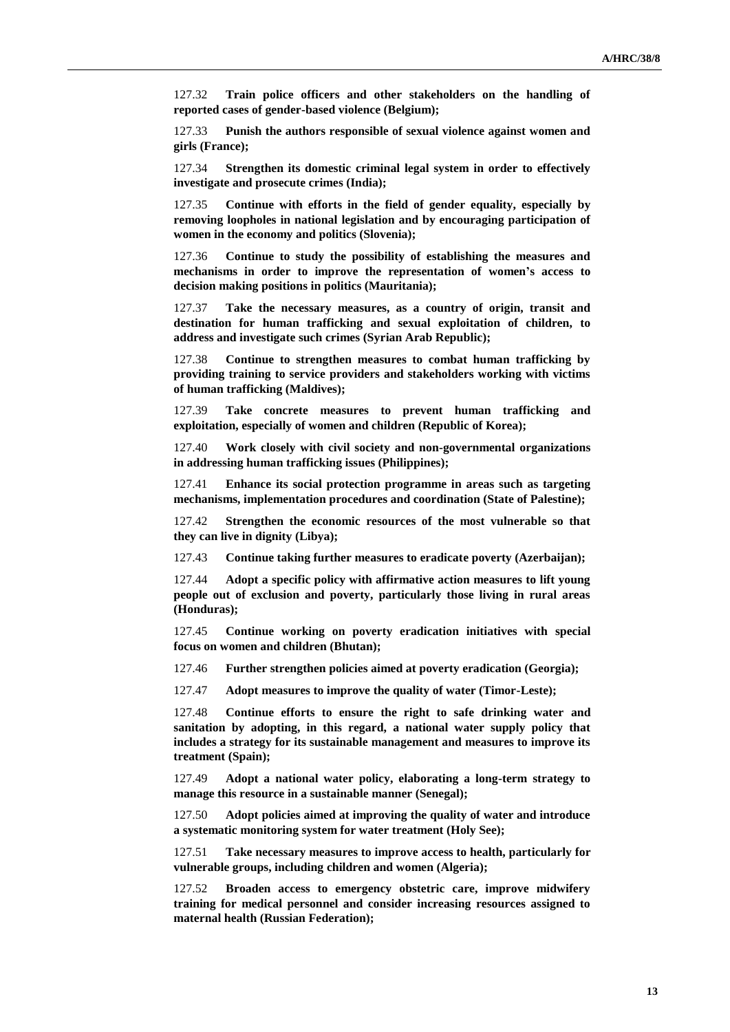127.32 **Train police officers and other stakeholders on the handling of reported cases of gender-based violence (Belgium);**

127.33 **Punish the authors responsible of sexual violence against women and girls (France);**

127.34 **Strengthen its domestic criminal legal system in order to effectively investigate and prosecute crimes (India);**

127.35 **Continue with efforts in the field of gender equality, especially by removing loopholes in national legislation and by encouraging participation of women in the economy and politics (Slovenia);**

127.36 **Continue to study the possibility of establishing the measures and mechanisms in order to improve the representation of women's access to decision making positions in politics (Mauritania);**

127.37 **Take the necessary measures, as a country of origin, transit and destination for human trafficking and sexual exploitation of children, to address and investigate such crimes (Syrian Arab Republic);**

127.38 **Continue to strengthen measures to combat human trafficking by providing training to service providers and stakeholders working with victims of human trafficking (Maldives);**

127.39 **Take concrete measures to prevent human trafficking and exploitation, especially of women and children (Republic of Korea);**

127.40 **Work closely with civil society and non-governmental organizations in addressing human trafficking issues (Philippines);**

127.41 **Enhance its social protection programme in areas such as targeting mechanisms, implementation procedures and coordination (State of Palestine);**

127.42 **Strengthen the economic resources of the most vulnerable so that they can live in dignity (Libya);**

127.43 **Continue taking further measures to eradicate poverty (Azerbaijan);**

127.44 **Adopt a specific policy with affirmative action measures to lift young people out of exclusion and poverty, particularly those living in rural areas (Honduras);**

127.45 **Continue working on poverty eradication initiatives with special focus on women and children (Bhutan);**

127.46 **Further strengthen policies aimed at poverty eradication (Georgia);**

127.47 **Adopt measures to improve the quality of water (Timor-Leste);**

127.48 **Continue efforts to ensure the right to safe drinking water and sanitation by adopting, in this regard, a national water supply policy that includes a strategy for its sustainable management and measures to improve its treatment (Spain);**

127.49 **Adopt a national water policy, elaborating a long-term strategy to manage this resource in a sustainable manner (Senegal);**

127.50 **Adopt policies aimed at improving the quality of water and introduce a systematic monitoring system for water treatment (Holy See);**

127.51 **Take necessary measures to improve access to health, particularly for vulnerable groups, including children and women (Algeria);**

127.52 **Broaden access to emergency obstetric care, improve midwifery training for medical personnel and consider increasing resources assigned to maternal health (Russian Federation);**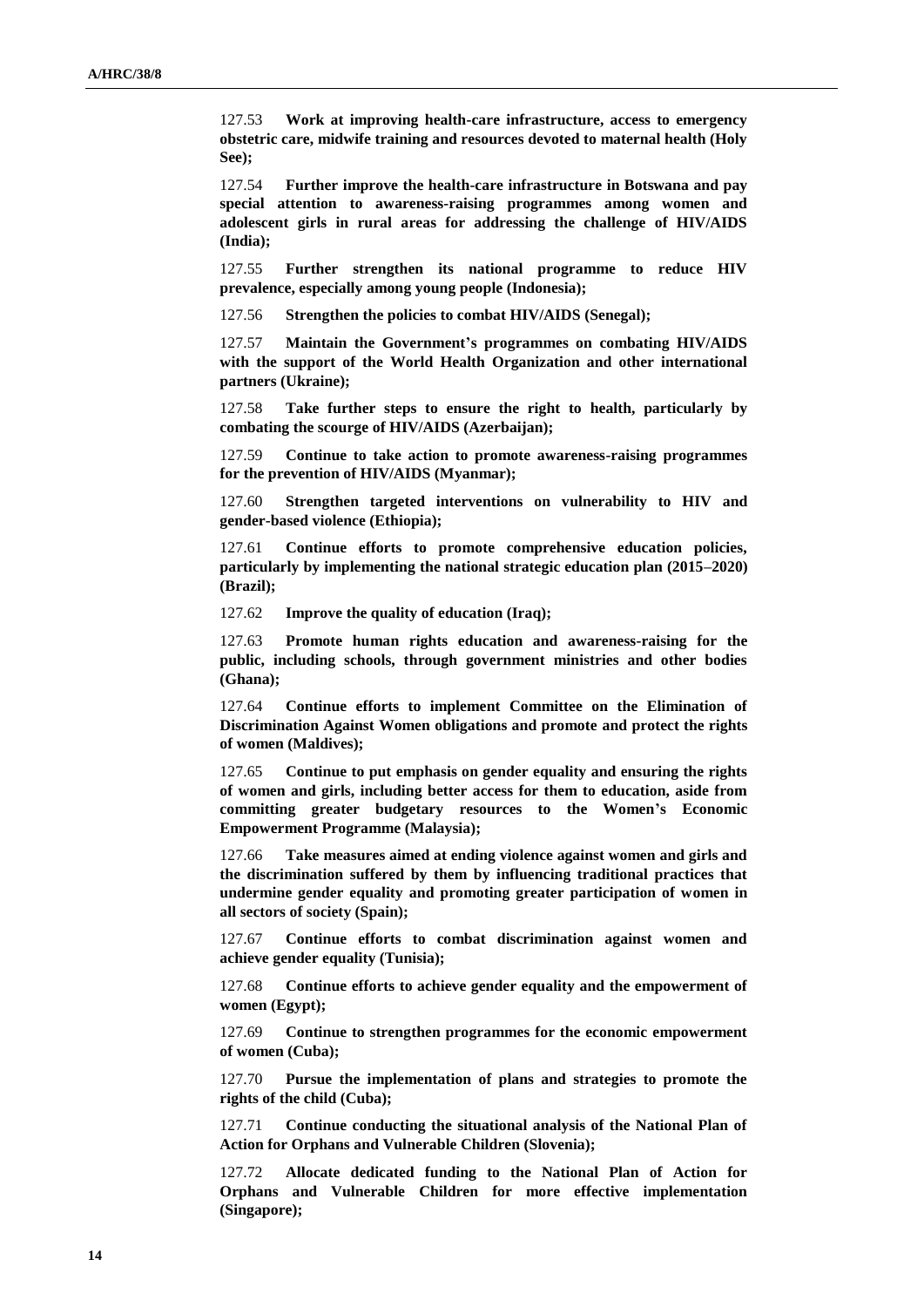127.53 **Work at improving health-care infrastructure, access to emergency obstetric care, midwife training and resources devoted to maternal health (Holy See);**

127.54 **Further improve the health-care infrastructure in Botswana and pay special attention to awareness-raising programmes among women and adolescent girls in rural areas for addressing the challenge of HIV/AIDS (India);**

127.55 **Further strengthen its national programme to reduce HIV prevalence, especially among young people (Indonesia);**

127.56 **Strengthen the policies to combat HIV/AIDS (Senegal);**

127.57 **Maintain the Government's programmes on combating HIV/AIDS with the support of the World Health Organization and other international partners (Ukraine);**

127.58 **Take further steps to ensure the right to health, particularly by combating the scourge of HIV/AIDS (Azerbaijan);**

127.59 **Continue to take action to promote awareness-raising programmes for the prevention of HIV/AIDS (Myanmar);**

127.60 **Strengthen targeted interventions on vulnerability to HIV and gender-based violence (Ethiopia);**

127.61 **Continue efforts to promote comprehensive education policies, particularly by implementing the national strategic education plan (2015–2020) (Brazil);**

127.62 **Improve the quality of education (Iraq);**

127.63 **Promote human rights education and awareness-raising for the public, including schools, through government ministries and other bodies (Ghana);**

127.64 **Continue efforts to implement Committee on the Elimination of Discrimination Against Women obligations and promote and protect the rights of women (Maldives);**

127.65 **Continue to put emphasis on gender equality and ensuring the rights of women and girls, including better access for them to education, aside from committing greater budgetary resources to the Women's Economic Empowerment Programme (Malaysia);**

127.66 **Take measures aimed at ending violence against women and girls and the discrimination suffered by them by influencing traditional practices that undermine gender equality and promoting greater participation of women in all sectors of society (Spain);**

127.67 **Continue efforts to combat discrimination against women and achieve gender equality (Tunisia);**

127.68 **Continue efforts to achieve gender equality and the empowerment of women (Egypt);**

127.69 **Continue to strengthen programmes for the economic empowerment of women (Cuba);**

127.70 **Pursue the implementation of plans and strategies to promote the rights of the child (Cuba);**

127.71 **Continue conducting the situational analysis of the National Plan of Action for Orphans and Vulnerable Children (Slovenia);**

127.72 **Allocate dedicated funding to the National Plan of Action for Orphans and Vulnerable Children for more effective implementation (Singapore);**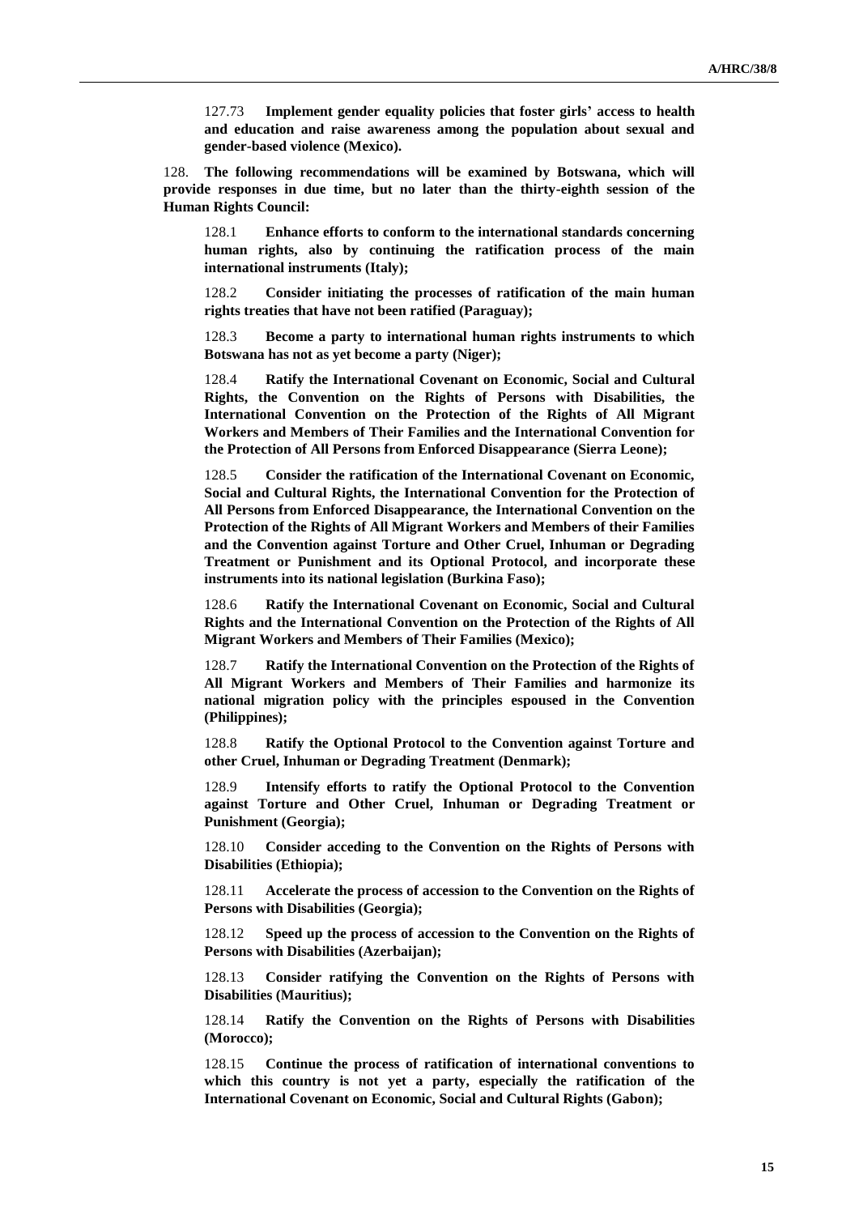127.73 **Implement gender equality policies that foster girls' access to health and education and raise awareness among the population about sexual and gender-based violence (Mexico).**

128. **The following recommendations will be examined by Botswana, which will provide responses in due time, but no later than the thirty-eighth session of the Human Rights Council:**

128.1 **Enhance efforts to conform to the international standards concerning human rights, also by continuing the ratification process of the main international instruments (Italy);**

128.2 **Consider initiating the processes of ratification of the main human rights treaties that have not been ratified (Paraguay);**

128.3 **Become a party to international human rights instruments to which Botswana has not as yet become a party (Niger);**

128.4 **Ratify the International Covenant on Economic, Social and Cultural Rights, the Convention on the Rights of Persons with Disabilities, the International Convention on the Protection of the Rights of All Migrant Workers and Members of Their Families and the International Convention for the Protection of All Persons from Enforced Disappearance (Sierra Leone);**

128.5 **Consider the ratification of the International Covenant on Economic, Social and Cultural Rights, the International Convention for the Protection of All Persons from Enforced Disappearance, the International Convention on the Protection of the Rights of All Migrant Workers and Members of their Families and the Convention against Torture and Other Cruel, Inhuman or Degrading Treatment or Punishment and its Optional Protocol, and incorporate these instruments into its national legislation (Burkina Faso);**

128.6 **Ratify the International Covenant on Economic, Social and Cultural Rights and the International Convention on the Protection of the Rights of All Migrant Workers and Members of Their Families (Mexico);**

128.7 **Ratify the International Convention on the Protection of the Rights of All Migrant Workers and Members of Their Families and harmonize its national migration policy with the principles espoused in the Convention (Philippines);**

128.8 **Ratify the Optional Protocol to the Convention against Torture and other Cruel, Inhuman or Degrading Treatment (Denmark);**

128.9 **Intensify efforts to ratify the Optional Protocol to the Convention against Torture and Other Cruel, Inhuman or Degrading Treatment or Punishment (Georgia);**

128.10 **Consider acceding to the Convention on the Rights of Persons with Disabilities (Ethiopia);**

128.11 **Accelerate the process of accession to the Convention on the Rights of Persons with Disabilities (Georgia);**

128.12 **Speed up the process of accession to the Convention on the Rights of Persons with Disabilities (Azerbaijan);**

128.13 **Consider ratifying the Convention on the Rights of Persons with Disabilities (Mauritius);**

128.14 **Ratify the Convention on the Rights of Persons with Disabilities (Morocco);**

128.15 **Continue the process of ratification of international conventions to which this country is not yet a party, especially the ratification of the International Covenant on Economic, Social and Cultural Rights (Gabon);**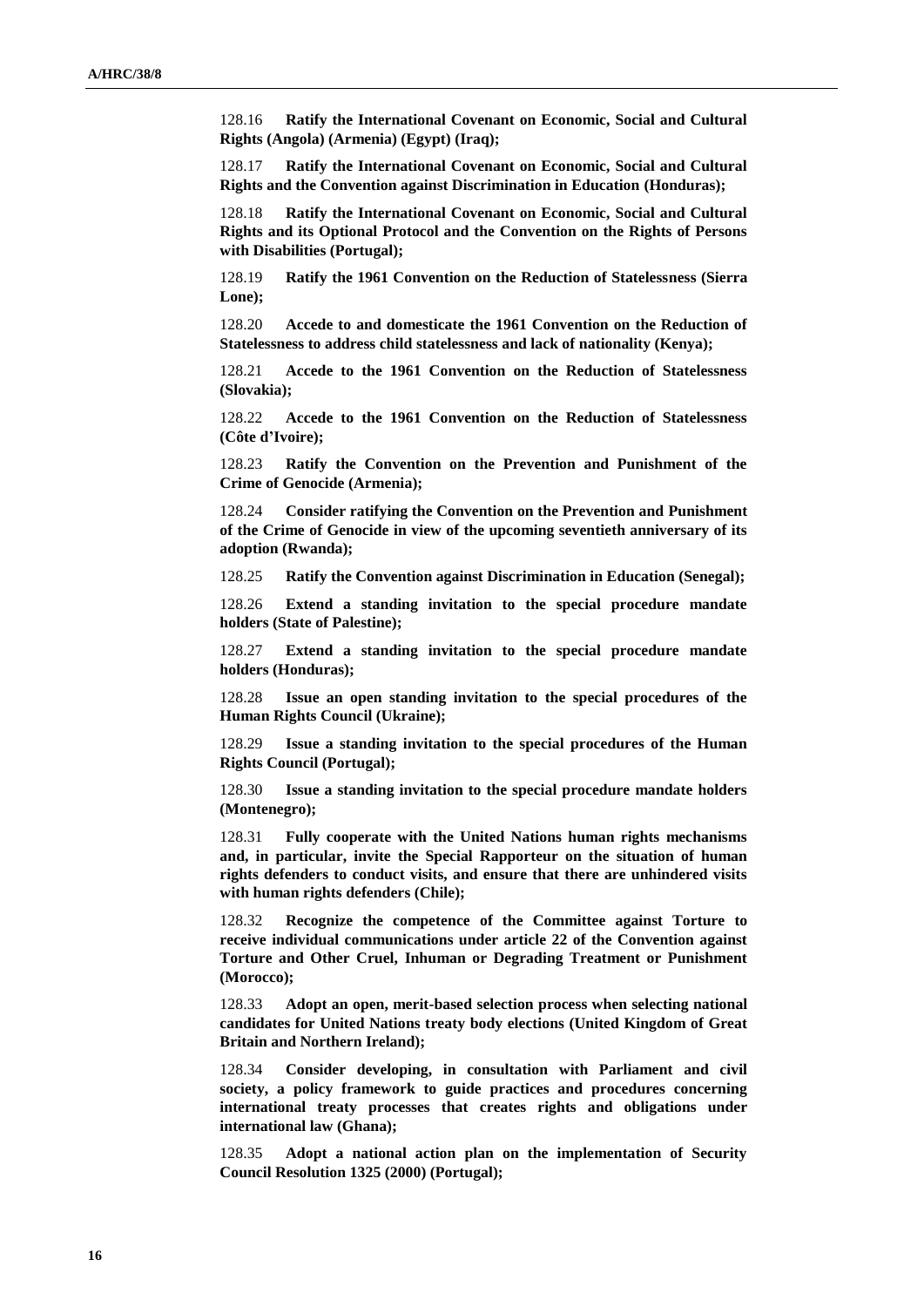128.16 **Ratify the International Covenant on Economic, Social and Cultural Rights (Angola) (Armenia) (Egypt) (Iraq);**

128.17 **Ratify the International Covenant on Economic, Social and Cultural Rights and the Convention against Discrimination in Education (Honduras);**

128.18 **Ratify the International Covenant on Economic, Social and Cultural Rights and its Optional Protocol and the Convention on the Rights of Persons with Disabilities (Portugal);**

128.19 **Ratify the 1961 Convention on the Reduction of Statelessness (Sierra Lone);**

128.20 **Accede to and domesticate the 1961 Convention on the Reduction of Statelessness to address child statelessness and lack of nationality (Kenya);**

128.21 **Accede to the 1961 Convention on the Reduction of Statelessness (Slovakia);**

128.22 **Accede to the 1961 Convention on the Reduction of Statelessness (Côte d'Ivoire);**

128.23 **Ratify the Convention on the Prevention and Punishment of the Crime of Genocide (Armenia);**

128.24 **Consider ratifying the Convention on the Prevention and Punishment of the Crime of Genocide in view of the upcoming seventieth anniversary of its adoption (Rwanda);**

128.25 **Ratify the Convention against Discrimination in Education (Senegal);**

128.26 **Extend a standing invitation to the special procedure mandate holders (State of Palestine);**

128.27 **Extend a standing invitation to the special procedure mandate holders (Honduras);**

128.28 **Issue an open standing invitation to the special procedures of the Human Rights Council (Ukraine);**

128.29 **Issue a standing invitation to the special procedures of the Human Rights Council (Portugal);**

128.30 **Issue a standing invitation to the special procedure mandate holders (Montenegro);**

128.31 **Fully cooperate with the United Nations human rights mechanisms and, in particular, invite the Special Rapporteur on the situation of human rights defenders to conduct visits, and ensure that there are unhindered visits with human rights defenders (Chile);**

128.32 **Recognize the competence of the Committee against Torture to receive individual communications under article 22 of the Convention against Torture and Other Cruel, Inhuman or Degrading Treatment or Punishment (Morocco);**

128.33 **Adopt an open, merit-based selection process when selecting national candidates for United Nations treaty body elections (United Kingdom of Great Britain and Northern Ireland);**

128.34 **Consider developing, in consultation with Parliament and civil society, a policy framework to guide practices and procedures concerning international treaty processes that creates rights and obligations under international law (Ghana);**

128.35 **Adopt a national action plan on the implementation of Security Council Resolution 1325 (2000) (Portugal);**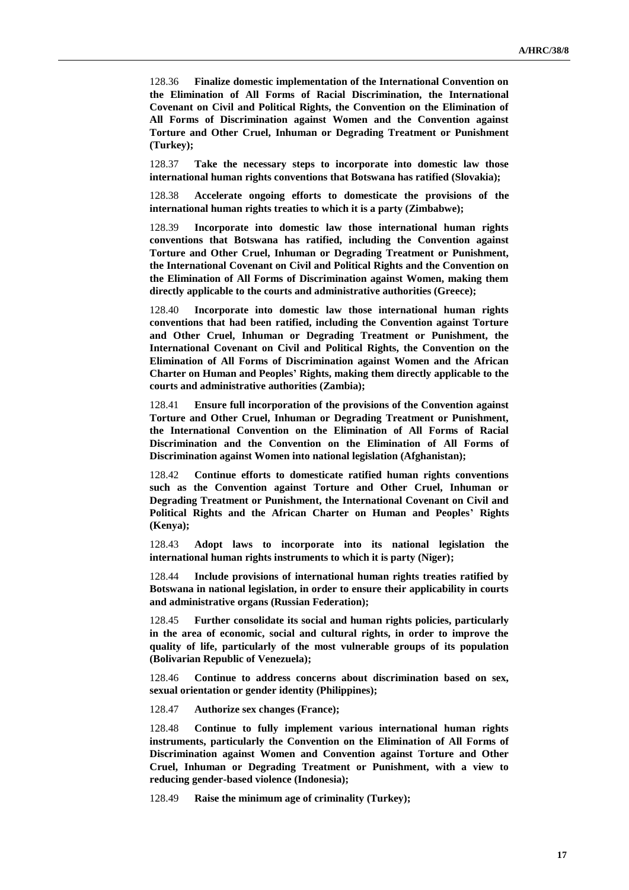128.36 **Finalize domestic implementation of the International Convention on the Elimination of All Forms of Racial Discrimination, the International Covenant on Civil and Political Rights, the Convention on the Elimination of All Forms of Discrimination against Women and the Convention against Torture and Other Cruel, Inhuman or Degrading Treatment or Punishment (Turkey);**

128.37 **Take the necessary steps to incorporate into domestic law those international human rights conventions that Botswana has ratified (Slovakia);**

128.38 **Accelerate ongoing efforts to domesticate the provisions of the international human rights treaties to which it is a party (Zimbabwe);**

128.39 **Incorporate into domestic law those international human rights conventions that Botswana has ratified, including the Convention against Torture and Other Cruel, Inhuman or Degrading Treatment or Punishment, the International Covenant on Civil and Political Rights and the Convention on the Elimination of All Forms of Discrimination against Women, making them directly applicable to the courts and administrative authorities (Greece);**

128.40 **Incorporate into domestic law those international human rights conventions that had been ratified, including the Convention against Torture and Other Cruel, Inhuman or Degrading Treatment or Punishment, the International Covenant on Civil and Political Rights, the Convention on the Elimination of All Forms of Discrimination against Women and the African Charter on Human and Peoples' Rights, making them directly applicable to the courts and administrative authorities (Zambia);**

128.41 **Ensure full incorporation of the provisions of the Convention against Torture and Other Cruel, Inhuman or Degrading Treatment or Punishment, the International Convention on the Elimination of All Forms of Racial Discrimination and the Convention on the Elimination of All Forms of Discrimination against Women into national legislation (Afghanistan);**

128.42 **Continue efforts to domesticate ratified human rights conventions such as the Convention against Torture and Other Cruel, Inhuman or Degrading Treatment or Punishment, the International Covenant on Civil and Political Rights and the African Charter on Human and Peoples' Rights (Kenya);**

128.43 **Adopt laws to incorporate into its national legislation the international human rights instruments to which it is party (Niger);**

128.44 **Include provisions of international human rights treaties ratified by Botswana in national legislation, in order to ensure their applicability in courts and administrative organs (Russian Federation);**

128.45 **Further consolidate its social and human rights policies, particularly in the area of economic, social and cultural rights, in order to improve the quality of life, particularly of the most vulnerable groups of its population (Bolivarian Republic of Venezuela);**

128.46 **Continue to address concerns about discrimination based on sex, sexual orientation or gender identity (Philippines);**

128.47 **Authorize sex changes (France);**

128.48 **Continue to fully implement various international human rights instruments, particularly the Convention on the Elimination of All Forms of Discrimination against Women and Convention against Torture and Other Cruel, Inhuman or Degrading Treatment or Punishment, with a view to reducing gender-based violence (Indonesia);**

128.49 **Raise the minimum age of criminality (Turkey);**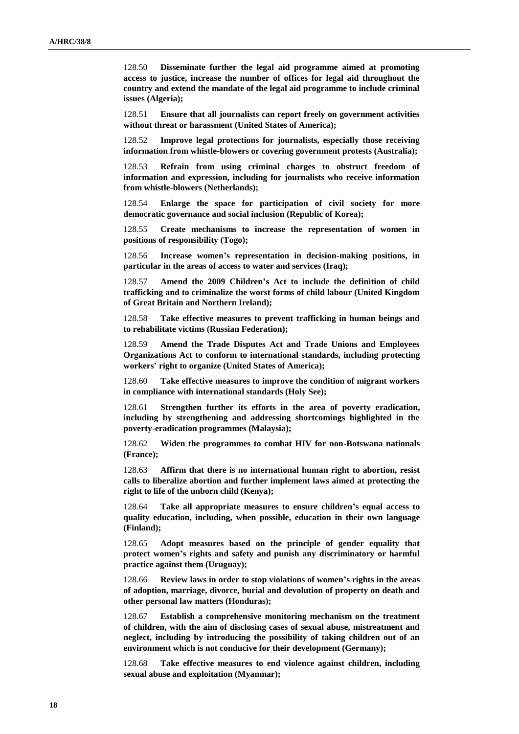128.50 **Disseminate further the legal aid programme aimed at promoting access to justice, increase the number of offices for legal aid throughout the country and extend the mandate of the legal aid programme to include criminal issues (Algeria);**

128.51 **Ensure that all journalists can report freely on government activities without threat or harassment (United States of America);**

128.52 **Improve legal protections for journalists, especially those receiving information from whistle-blowers or covering government protests (Australia);**

128.53 **Refrain from using criminal charges to obstruct freedom of information and expression, including for journalists who receive information from whistle-blowers (Netherlands);**

128.54 **Enlarge the space for participation of civil society for more democratic governance and social inclusion (Republic of Korea);**

128.55 **Create mechanisms to increase the representation of women in positions of responsibility (Togo);**

128.56 **Increase women's representation in decision-making positions, in particular in the areas of access to water and services (Iraq);**

128.57 **Amend the 2009 Children's Act to include the definition of child trafficking and to criminalize the worst forms of child labour (United Kingdom of Great Britain and Northern Ireland);**

128.58 **Take effective measures to prevent trafficking in human beings and to rehabilitate victims (Russian Federation);**

128.59 **Amend the Trade Disputes Act and Trade Unions and Employees Organizations Act to conform to international standards, including protecting workers' right to organize (United States of America);**

128.60 **Take effective measures to improve the condition of migrant workers in compliance with international standards (Holy See);**

128.61 **Strengthen further its efforts in the area of poverty eradication, including by strengthening and addressing shortcomings highlighted in the poverty-eradication programmes (Malaysia);**

128.62 **Widen the programmes to combat HIV for non-Botswana nationals (France);**

128.63 **Affirm that there is no international human right to abortion, resist calls to liberalize abortion and further implement laws aimed at protecting the right to life of the unborn child (Kenya);**

128.64 **Take all appropriate measures to ensure children's equal access to quality education, including, when possible, education in their own language (Finland);**

128.65 **Adopt measures based on the principle of gender equality that protect women's rights and safety and punish any discriminatory or harmful practice against them (Uruguay);**

128.66 **Review laws in order to stop violations of women's rights in the areas of adoption, marriage, divorce, burial and devolution of property on death and other personal law matters (Honduras);**

128.67 **Establish a comprehensive monitoring mechanism on the treatment of children, with the aim of disclosing cases of sexual abuse, mistreatment and neglect, including by introducing the possibility of taking children out of an environment which is not conducive for their development (Germany);**

128.68 **Take effective measures to end violence against children, including sexual abuse and exploitation (Myanmar);**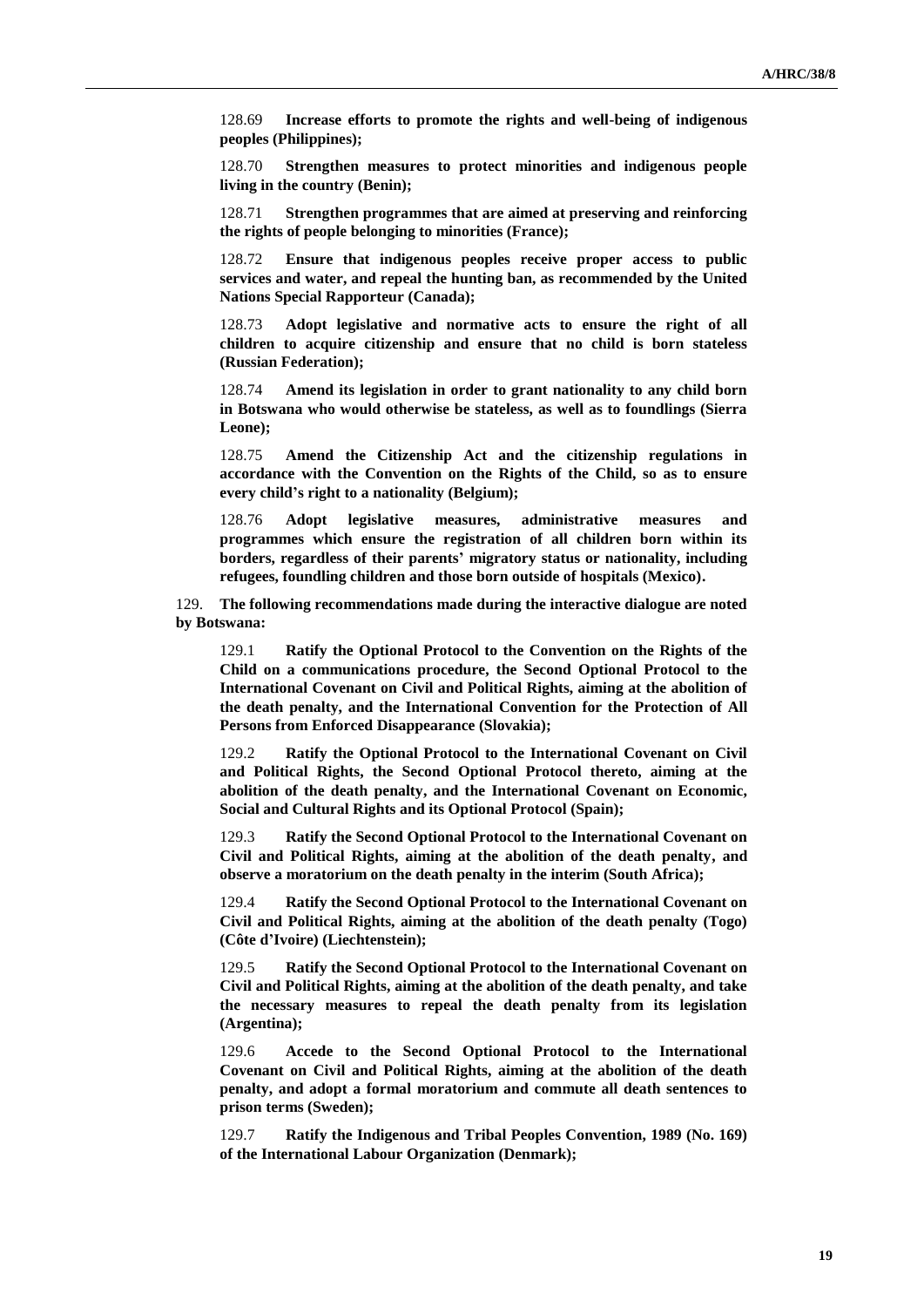128.69 **Increase efforts to promote the rights and well-being of indigenous peoples (Philippines);**

128.70 **Strengthen measures to protect minorities and indigenous people living in the country (Benin);**

128.71 **Strengthen programmes that are aimed at preserving and reinforcing the rights of people belonging to minorities (France);**

128.72 **Ensure that indigenous peoples receive proper access to public services and water, and repeal the hunting ban, as recommended by the United Nations Special Rapporteur (Canada);**

128.73 **Adopt legislative and normative acts to ensure the right of all children to acquire citizenship and ensure that no child is born stateless (Russian Federation);**

128.74 **Amend its legislation in order to grant nationality to any child born in Botswana who would otherwise be stateless, as well as to foundlings (Sierra Leone);**

128.75 **Amend the Citizenship Act and the citizenship regulations in accordance with the Convention on the Rights of the Child, so as to ensure every child's right to a nationality (Belgium);**

128.76 **Adopt legislative measures, administrative measures and programmes which ensure the registration of all children born within its borders, regardless of their parents' migratory status or nationality, including refugees, foundling children and those born outside of hospitals (Mexico).**

129. **The following recommendations made during the interactive dialogue are noted by Botswana:**

129.1 **Ratify the Optional Protocol to the Convention on the Rights of the Child on a communications procedure, the Second Optional Protocol to the International Covenant on Civil and Political Rights, aiming at the abolition of the death penalty, and the International Convention for the Protection of All Persons from Enforced Disappearance (Slovakia);**

129.2 **Ratify the Optional Protocol to the International Covenant on Civil and Political Rights, the Second Optional Protocol thereto, aiming at the abolition of the death penalty, and the International Covenant on Economic, Social and Cultural Rights and its Optional Protocol (Spain);**

129.3 **Ratify the Second Optional Protocol to the International Covenant on Civil and Political Rights, aiming at the abolition of the death penalty, and observe a moratorium on the death penalty in the interim (South Africa);**

129.4 **Ratify the Second Optional Protocol to the International Covenant on Civil and Political Rights, aiming at the abolition of the death penalty (Togo) (Côte d'Ivoire) (Liechtenstein);**

129.5 **Ratify the Second Optional Protocol to the International Covenant on Civil and Political Rights, aiming at the abolition of the death penalty, and take the necessary measures to repeal the death penalty from its legislation (Argentina);**

129.6 **Accede to the Second Optional Protocol to the International Covenant on Civil and Political Rights, aiming at the abolition of the death penalty, and adopt a formal moratorium and commute all death sentences to prison terms (Sweden);**

129.7 **Ratify the Indigenous and Tribal Peoples Convention, 1989 (No. 169) of the International Labour Organization (Denmark);**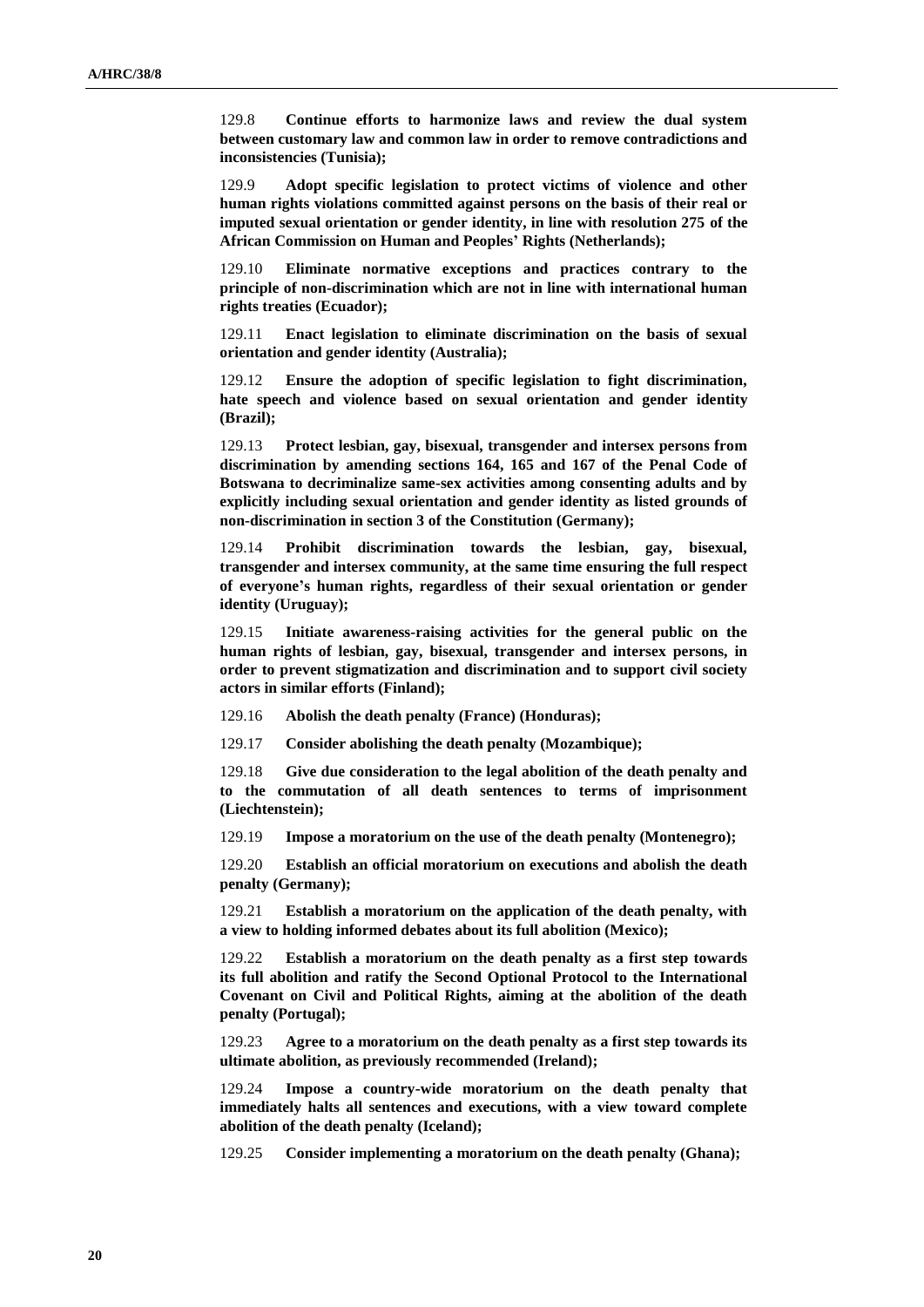129.8 **Continue efforts to harmonize laws and review the dual system between customary law and common law in order to remove contradictions and inconsistencies (Tunisia);**

129.9 **Adopt specific legislation to protect victims of violence and other human rights violations committed against persons on the basis of their real or imputed sexual orientation or gender identity, in line with resolution 275 of the African Commission on Human and Peoples' Rights (Netherlands);**

129.10 **Eliminate normative exceptions and practices contrary to the principle of non-discrimination which are not in line with international human rights treaties (Ecuador);**

129.11 **Enact legislation to eliminate discrimination on the basis of sexual orientation and gender identity (Australia);**

129.12 **Ensure the adoption of specific legislation to fight discrimination, hate speech and violence based on sexual orientation and gender identity (Brazil);**

129.13 **Protect lesbian, gay, bisexual, transgender and intersex persons from discrimination by amending sections 164, 165 and 167 of the Penal Code of Botswana to decriminalize same-sex activities among consenting adults and by explicitly including sexual orientation and gender identity as listed grounds of non-discrimination in section 3 of the Constitution (Germany);**

129.14 **Prohibit discrimination towards the lesbian, gay, bisexual, transgender and intersex community, at the same time ensuring the full respect of everyone's human rights, regardless of their sexual orientation or gender identity (Uruguay);**

129.15 **Initiate awareness-raising activities for the general public on the human rights of lesbian, gay, bisexual, transgender and intersex persons, in order to prevent stigmatization and discrimination and to support civil society actors in similar efforts (Finland);**

129.16 **Abolish the death penalty (France) (Honduras);**

129.17 **Consider abolishing the death penalty (Mozambique);**

129.18 **Give due consideration to the legal abolition of the death penalty and to the commutation of all death sentences to terms of imprisonment (Liechtenstein);**

129.19 **Impose a moratorium on the use of the death penalty (Montenegro);**

129.20 **Establish an official moratorium on executions and abolish the death penalty (Germany);**

129.21 **Establish a moratorium on the application of the death penalty, with a view to holding informed debates about its full abolition (Mexico);**

129.22 **Establish a moratorium on the death penalty as a first step towards its full abolition and ratify the Second Optional Protocol to the International Covenant on Civil and Political Rights, aiming at the abolition of the death penalty (Portugal);**

129.23 **Agree to a moratorium on the death penalty as a first step towards its ultimate abolition, as previously recommended (Ireland);**

129.24 **Impose a country-wide moratorium on the death penalty that immediately halts all sentences and executions, with a view toward complete abolition of the death penalty (Iceland);**

129.25 **Consider implementing a moratorium on the death penalty (Ghana);**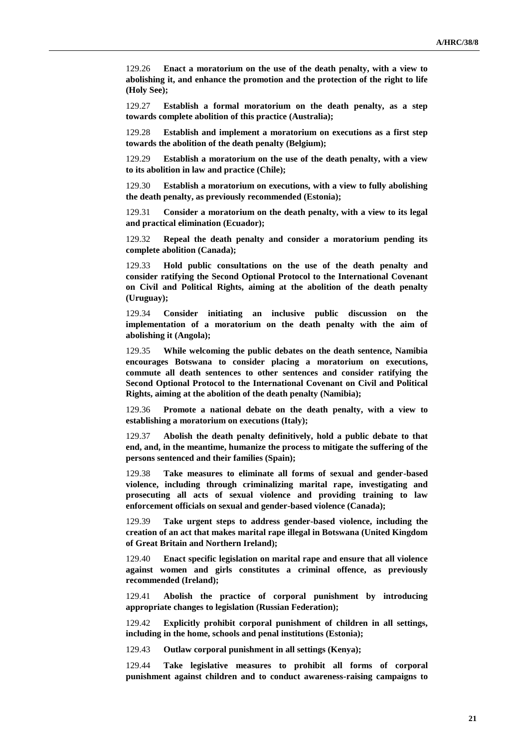129.26 **Enact a moratorium on the use of the death penalty, with a view to abolishing it, and enhance the promotion and the protection of the right to life (Holy See);**

129.27 **Establish a formal moratorium on the death penalty, as a step towards complete abolition of this practice (Australia);**

129.28 **Establish and implement a moratorium on executions as a first step towards the abolition of the death penalty (Belgium);**

129.29 **Establish a moratorium on the use of the death penalty, with a view to its abolition in law and practice (Chile);**

129.30 **Establish a moratorium on executions, with a view to fully abolishing the death penalty, as previously recommended (Estonia);**

129.31 **Consider a moratorium on the death penalty, with a view to its legal and practical elimination (Ecuador);**

129.32 **Repeal the death penalty and consider a moratorium pending its complete abolition (Canada);**

129.33 **Hold public consultations on the use of the death penalty and consider ratifying the Second Optional Protocol to the International Covenant on Civil and Political Rights, aiming at the abolition of the death penalty (Uruguay);**

129.34 **Consider initiating an inclusive public discussion on the implementation of a moratorium on the death penalty with the aim of abolishing it (Angola);**

129.35 **While welcoming the public debates on the death sentence, Namibia encourages Botswana to consider placing a moratorium on executions, commute all death sentences to other sentences and consider ratifying the Second Optional Protocol to the International Covenant on Civil and Political Rights, aiming at the abolition of the death penalty (Namibia);**

129.36 **Promote a national debate on the death penalty, with a view to establishing a moratorium on executions (Italy);**

129.37 **Abolish the death penalty definitively, hold a public debate to that end, and, in the meantime, humanize the process to mitigate the suffering of the persons sentenced and their families (Spain);**

129.38 **Take measures to eliminate all forms of sexual and gender-based violence, including through criminalizing marital rape, investigating and prosecuting all acts of sexual violence and providing training to law enforcement officials on sexual and gender-based violence (Canada);**

129.39 **Take urgent steps to address gender-based violence, including the creation of an act that makes marital rape illegal in Botswana (United Kingdom of Great Britain and Northern Ireland);**

129.40 **Enact specific legislation on marital rape and ensure that all violence against women and girls constitutes a criminal offence, as previously recommended (Ireland);**

129.41 **Abolish the practice of corporal punishment by introducing appropriate changes to legislation (Russian Federation);**

129.42 **Explicitly prohibit corporal punishment of children in all settings, including in the home, schools and penal institutions (Estonia);**

129.43 **Outlaw corporal punishment in all settings (Kenya);**

129.44 **Take legislative measures to prohibit all forms of corporal punishment against children and to conduct awareness-raising campaigns to**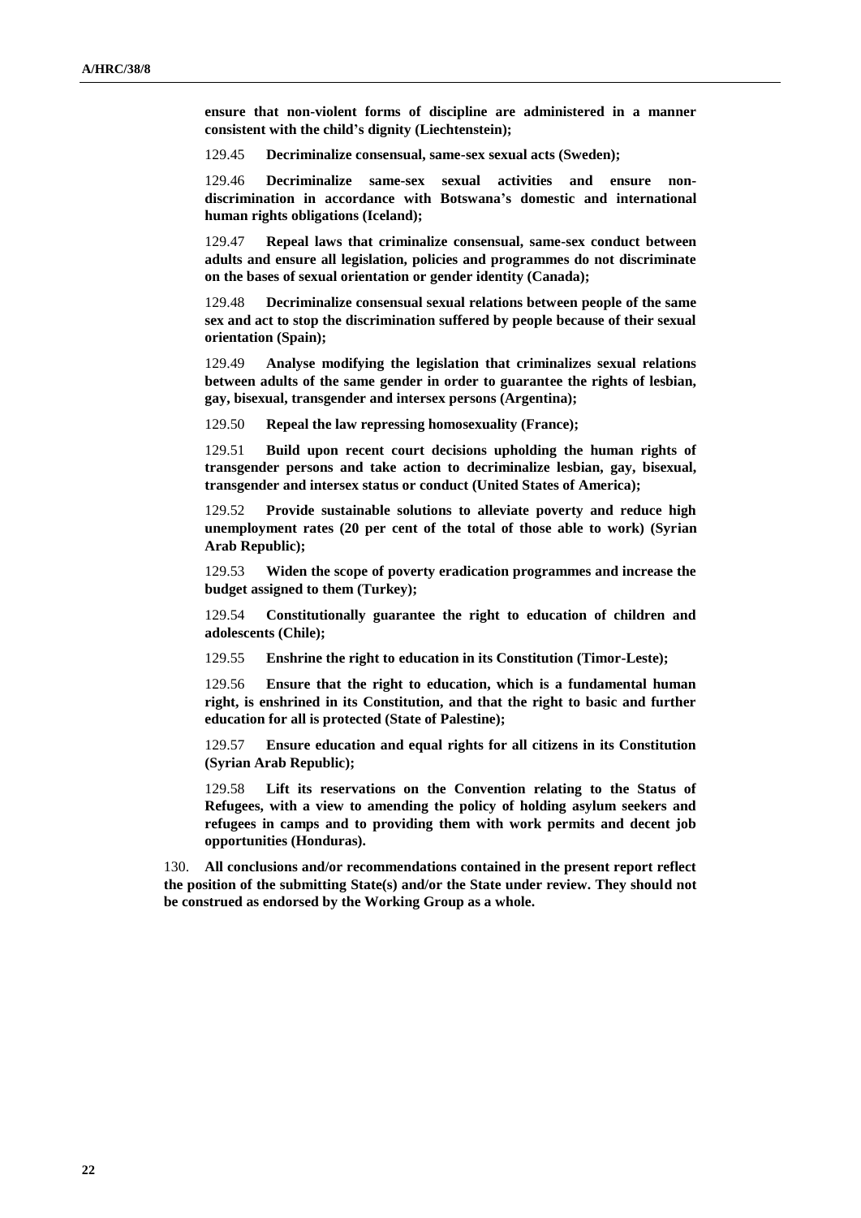**ensure that non-violent forms of discipline are administered in a manner consistent with the child's dignity (Liechtenstein);**

129.45 **Decriminalize consensual, same-sex sexual acts (Sweden);**

129.46 **Decriminalize same-sex sexual activities and ensure non-discrimination in accordance with Botswana's domestic and international human rights obligations (Iceland);**

129.47 **Repeal laws that criminalize consensual, same-sex conduct between adults and ensure all legislation, policies and programmes do not discriminate on the bases of sexual orientation or gender identity (Canada);**

129.48 **Decriminalize consensual sexual relations between people of the same sex and act to stop the discrimination suffered by people because of their sexual orientation (Spain);**

129.49 **Analyse modifying the legislation that criminalizes sexual relations between adults of the same gender in order to guarantee the rights of lesbian, gay, bisexual, transgender and intersex persons (Argentina);**

129.50 **Repeal the law repressing homosexuality (France);**

129.51 **Build upon recent court decisions upholding the human rights of transgender persons and take action to decriminalize lesbian, gay, bisexual, transgender and intersex status or conduct (United States of America);**

129.52 **Provide sustainable solutions to alleviate poverty and reduce high unemployment rates (20 per cent of the total of those able to work) (Syrian Arab Republic);**

129.53 **Widen the scope of poverty eradication programmes and increase the budget assigned to them (Turkey);**

129.54 **Constitutionally guarantee the right to education of children and adolescents (Chile);**

129.55 **Enshrine the right to education in its Constitution (Timor-Leste);**

129.56 **Ensure that the right to education, which is a fundamental human right, is enshrined in its Constitution, and that the right to basic and further education for all is protected (State of Palestine);**

129.57 **Ensure education and equal rights for all citizens in its Constitution (Syrian Arab Republic);**

129.58 **Lift its reservations on the Convention relating to the Status of Refugees, with a view to amending the policy of holding asylum seekers and refugees in camps and to providing them with work permits and decent job opportunities (Honduras).**

130. **All conclusions and/or recommendations contained in the present report reflect the position of the submitting State(s) and/or the State under review. They should not be construed as endorsed by the Working Group as a whole.**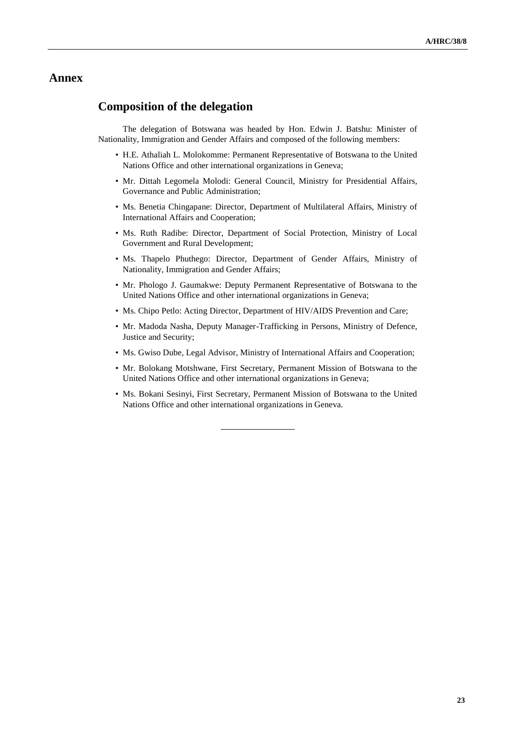# Annex

## Composition of the delegation

The delegation of Botswana was headed by Hon. Edwin J. Batshu: Minister of Nationality, Immigration and Gender Affairs and composed of the following members:

- H.E. Athaliah L. Molokomme: Permanent Representative of Botswana to the United Nations Office and other international organizations in Geneva;
- Mr. Dittah Legomela Molodi: General Council, Ministry for Presidential Affairs, Governance and Public Administration;
- Ms. Benetia Chingapane: Director, Department of Multilateral Affairs, Ministry of International Affairs and Cooperation;
- Ms. Ruth Radibe: Director, Department of Social Protection, Ministry of Local Government and Rural Development;
- Ms. Thapelo Phuthego: Director, Department of Gender Affairs, Ministry of Nationality, Immigration and Gender Affairs;
- Mr. Phologo J. Gaumakwe: Deputy Permanent Representative of Botswana to the United Nations Office and other international organizations in Geneva;
- Ms. Chipo Petlo: Acting Director, Department of HIV/AIDS Prevention and Care;
- Mr. Madoda Nasha, Deputy Manager-Trafficking in Persons, Ministry of Defence, Justice and Security;
- Ms. Gwiso Dube, Legal Advisor, Ministry of International Affairs and Cooperation;
- Mr. Bolokang Motshwane, First Secretary, Permanent Mission of Botswana to the United Nations Office and other international organizations in Geneva;
- Ms. Bokani Sesinyi, First Secretary, Permanent Mission of Botswana to the United Nations Office and other international organizations in Geneva.